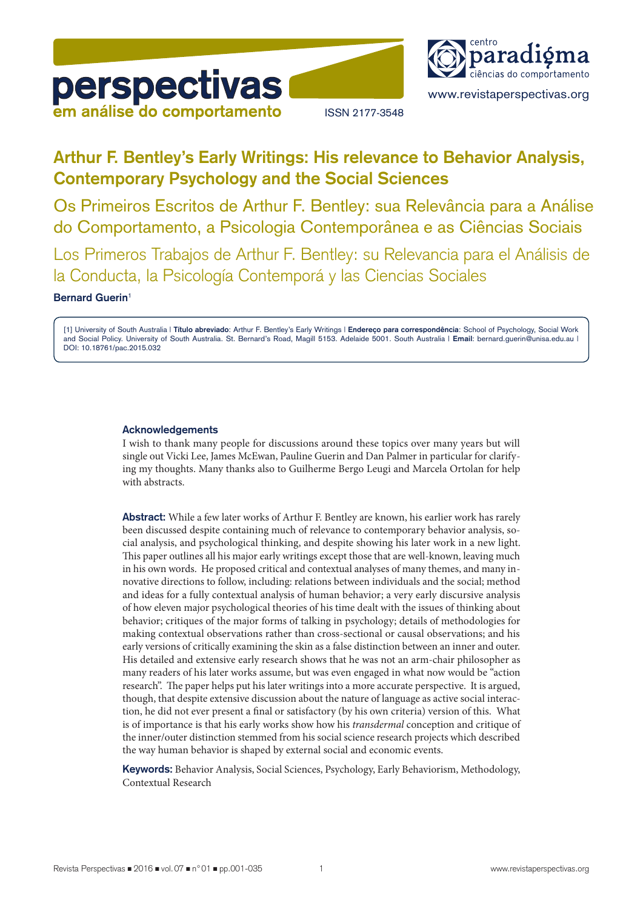# Arthur F. Bentley's Early Writings: His relevance to Behavior Analysis, Contemporary Psychology and the Social Sciences

## Os Primeiros Escritos de Arthur F. Bentley: sua Relevância para a Análise do Comportamento, a Psicologia Contemporânea e as Ciências Sociais

## Los Primeros Trabajos de Arthur F. Bentley: su Relevancia para el Análisis de la Conducta, la Psicología Contemporá y las Ciencias Sociales

**Bernard Guerin**[1]

[1] University of South Australia | **Título abreviado**: Arthur F. Bentley's Early Writings | **Endereço para correspondência**: School of Psychology, Social Work and Social Policy. University of South Australia. St. Bernard's Road, Magill 5153. Adelaide 5001. South Australia | **Email**: bernard.guerin@unisa.edu.au | DOI: 10.18761/pac.2015.032

### Acknowledgements

I wish to thank many people for discussions around these topics over many years but will single out Vicki Lee, James McEwan, Pauline Guerin and Dan Palmer in particular for clarifying my thoughts. Many thanks also to Guilherme Bergo Leugi and Marcela Ortolan for help with abstracts.

**Abstract:** While a few later works of Arthur F. Bentley are known, his earlier work has rarely been discussed despite containing much of relevance to contemporary behavior analysis, social analysis, and psychological thinking, and despite showing his later work in a new light. This paper outlines all his major early writings except those that are well-known, leaving much in his own words. He proposed critical and contextual analyses of many themes, and many innovative directions to follow, including: relations between individuals and the social; method and ideas for a fully contextual analysis of human behavior; a very early discursive analysis of how eleven major psychological theories of his time dealt with the issues of thinking about behavior; critiques of the major forms of talking in psychology; details of methodologies for making contextual observations rather than cross-sectional or causal observations; and his early versions of critically examining the skin as a false distinction between an inner and outer. His detailed and extensive early research shows that he was not an arm-chair philosopher as many readers of his later works assume, but was even engaged in what now would be "action research". The paper helps put his later writings into a more accurate perspective. It is argued, though, that despite extensive discussion about the nature of language as active social interaction, he did not ever present a final or satisfactory (by his own criteria) version of this. What is of importance is that his early works show how his *transdermal* conception and critique of the inner/outer distinction stemmed from his social science research projects which described the way human behavior is shaped by external social and economic events.

**Keywords:** Behavior Analysis, Social Sciences, Psychology, Early Behaviorism, Methodology, Contextual Research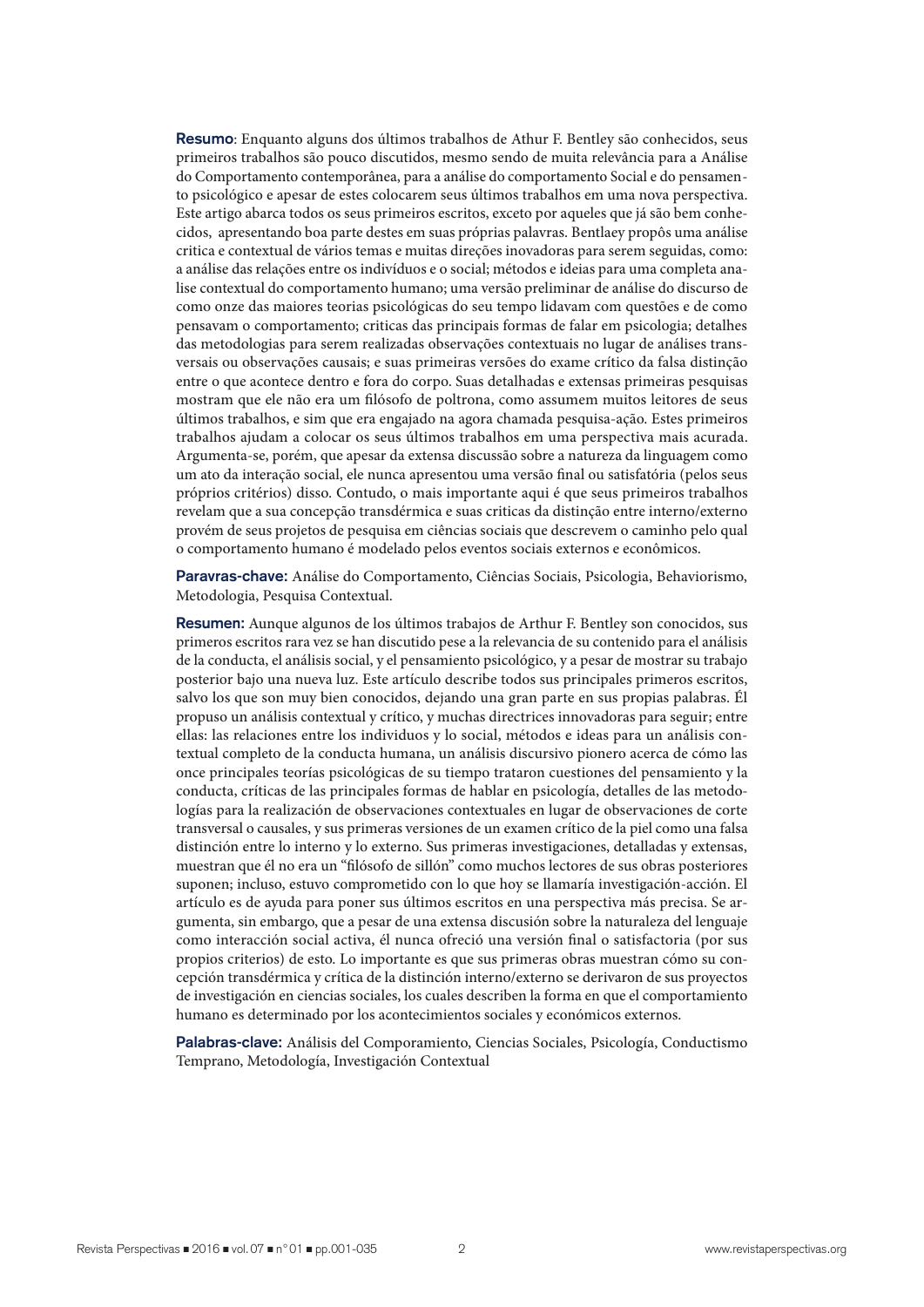**Resumo**: Enquanto alguns dos últimos trabalhos de Athur F. Bentley são conhecidos, seus primeiros trabalhos são pouco discutidos, mesmo sendo de muita relevância para a Análise do Comportamento contemporânea, para a análise do comportamento Social e do pensamento psicológico e apesar de estes colocarem seus últimos trabalhos em uma nova perspectiva. Este artigo abarca todos os seus primeiros escritos, exceto por aqueles que já são bem conhecidos, apresentando boa parte destes em suas próprias palavras. Bentlaey propôs uma análise critica e contextual de vários temas e muitas direções inovadoras para serem seguidas, como: a análise das relações entre os indivíduos e o social; métodos e ideias para uma completa analise contextual do comportamento humano; uma versão preliminar de análise do discurso de como onze das maiores teorias psicológicas do seu tempo lidavam com questões e de como pensavam o comportamento; criticas das principais formas de falar em psicologia; detalhes das metodologias para serem realizadas observações contextuais no lugar de análises transversais ou observações causais; e suas primeiras versões do exame crítico da falsa distinção entre o que acontece dentro e fora do corpo. Suas detalhadas e extensas primeiras pesquisas mostram que ele não era um filósofo de poltrona, como assumem muitos leitores de seus últimos trabalhos, e sim que era engajado na agora chamada pesquisa-ação. Estes primeiros trabalhos ajudam a colocar os seus últimos trabalhos em uma perspectiva mais acurada. Argumenta-se, porém, que apesar da extensa discussão sobre a natureza da linguagem como um ato da interação social, ele nunca apresentou uma versão final ou satisfatória (pelos seus próprios critérios) disso. Contudo, o mais importante aqui é que seus primeiros trabalhos revelam que a sua concepção transdérmica e suas criticas da distinção entre interno/externo provém de seus projetos de pesquisa em ciências sociais que descrevem o caminho pelo qual o comportamento humano é modelado pelos eventos sociais externos e econômicos.

**Paravras-chave:** Análise do Comportamento, Ciências Sociais, Psicologia, Behaviorismo, Metodologia, Pesquisa Contextual.

**Resumen:** Aunque algunos de los últimos trabajos de Arthur F. Bentley son conocidos, sus primeros escritos rara vez se han discutido pese a la relevancia de su contenido para el análisis de la conducta, el análisis social, y el pensamiento psicológico, y a pesar de mostrar su trabajo posterior bajo una nueva luz. Este artículo describe todos sus principales primeros escritos, salvo los que son muy bien conocidos, dejando una gran parte en sus propias palabras. Él propuso un análisis contextual y crítico, y muchas directrices innovadoras para seguir; entre ellas: las relaciones entre los individuos y lo social, métodos e ideas para un análisis contextual completo de la conducta humana, un análisis discursivo pionero acerca de cómo las once principales teorías psicológicas de su tiempo trataron cuestiones del pensamiento y la conducta, críticas de las principales formas de hablar en psicología, detalles de las metodologías para la realización de observaciones contextuales en lugar de observaciones de corte transversal o causales, y sus primeras versiones de un examen crítico de la piel como una falsa distinción entre lo interno y lo externo. Sus primeras investigaciones, detalladas y extensas, muestran que él no era un "filósofo de sillón" como muchos lectores de sus obras posteriores suponen; incluso, estuvo comprometido con lo que hoy se llamaría investigación-acción. El artículo es de ayuda para poner sus últimos escritos en una perspectiva más precisa. Se argumenta, sin embargo, que a pesar de una extensa discusión sobre la naturaleza del lenguaje como interacción social activa, él nunca ofreció una versión final o satisfactoria (por sus propios criterios) de esto. Lo importante es que sus primeras obras muestran cómo su concepción transdérmica y crítica de la distinción interno/externo se derivaron de sus proyectos de investigación en ciencias sociales, los cuales describen la forma en que el comportamiento humano es determinado por los acontecimientos sociales y económicos externos.

**Palabras-clave:** Análisis del Comporamiento, Ciencias Sociales, Psicología, Conductismo Temprano, Metodología, Investigación Contextual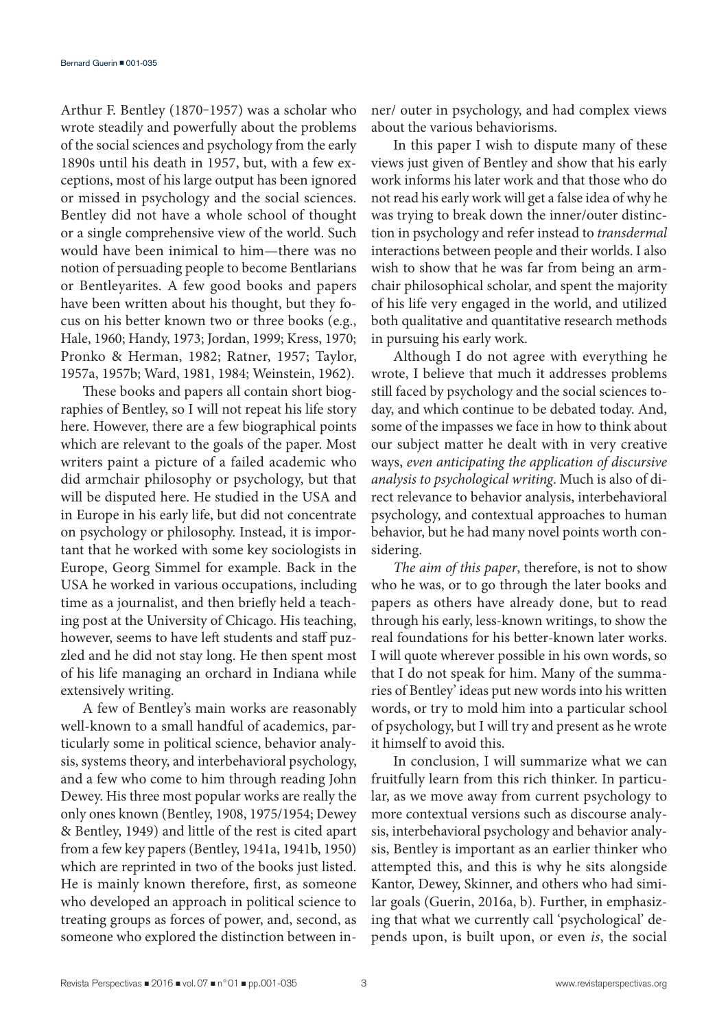Arthur F. Bentley (1870-1957) was a scholar who wrote steadily and powerfully about the problems of the social sciences and psychology from the early 1890s until his death in 1957, but, with a few exceptions, most of his large output has been ignored or missed in psychology and the social sciences. Bentley did not have a whole school of thought or a single comprehensive view of the world. Such would have been inimical to him—there was no notion of persuading people to become Bentlarians or Bentleyarites. A few good books and papers have been written about his thought, but they focus on his better known two or three books (e.g., Hale, 1960; Handy, 1973; Jordan, 1999; Kress, 1970; Pronko & Herman, 1982; Ratner, 1957; Taylor, 1957a, 1957b; Ward, 1981, 1984; Weinstein, 1962).

These books and papers all contain short biographies of Bentley, so I will not repeat his life story here. However, there are a few biographical points which are relevant to the goals of the paper. Most writers paint a picture of a failed academic who did armchair philosophy or psychology, but that will be disputed here. He studied in the USA and in Europe in his early life, but did not concentrate on psychology or philosophy. Instead, it is important that he worked with some key sociologists in Europe, Georg Simmel for example. Back in the USA he worked in various occupations, including time as a journalist, and then briefly held a teaching post at the University of Chicago. His teaching, however, seems to have left students and staff puzzled and he did not stay long. He then spent most of his life managing an orchard in Indiana while extensively writing.

A few of Bentley's main works are reasonably well-known to a small handful of academics, particularly some in political science, behavior analysis, systems theory, and interbehavioral psychology, and a few who come to him through reading John Dewey. His three most popular works are really the only ones known (Bentley, 1908, 1975/1954; Dewey & Bentley, 1949) and little of the rest is cited apart from a few key papers (Bentley, 1941a, 1941b, 1950) which are reprinted in two of the books just listed. He is mainly known therefore, first, as someone who developed an approach in political science to treating groups as forces of power, and, second, as someone who explored the distinction between inner/ outer in psychology, and had complex views about the various behaviorisms.

In this paper I wish to dispute many of these views just given of Bentley and show that his early work informs his later work and that those who do not read his early work will get a false idea of why he was trying to break down the inner/outer distinction in psychology and refer instead to *transdermal* interactions between people and their worlds. I also wish to show that he was far from being an armchair philosophical scholar, and spent the majority of his life very engaged in the world, and utilized both qualitative and quantitative research methods in pursuing his early work.

Although I do not agree with everything he wrote, I believe that much it addresses problems still faced by psychology and the social sciences today, and which continue to be debated today. And, some of the impasses we face in how to think about our subject matter he dealt with in very creative ways, *even anticipating the application of discursive analysis to psychological writing*. Much is also of direct relevance to behavior analysis, interbehavioral psychology, and contextual approaches to human behavior, but he had many novel points worth considering.

*The aim of this paper*, therefore, is not to show who he was, or to go through the later books and papers as others have already done, but to read through his early, less-known writings, to show the real foundations for his better-known later works. I will quote wherever possible in his own words, so that I do not speak for him. Many of the summaries of Bentley' ideas put new words into his written words, or try to mold him into a particular school of psychology, but I will try and present as he wrote it himself to avoid this.

In conclusion, I will summarize what we can fruitfully learn from this rich thinker. In particular, as we move away from current psychology to more contextual versions such as discourse analysis, interbehavioral psychology and behavior analysis, Bentley is important as an earlier thinker who attempted this, and this is why he sits alongside Kantor, Dewey, Skinner, and others who had similar goals (Guerin, 2016a, b). Further, in emphasizing that what we currently call 'psychological' depends upon, is built upon, or even *is*, the social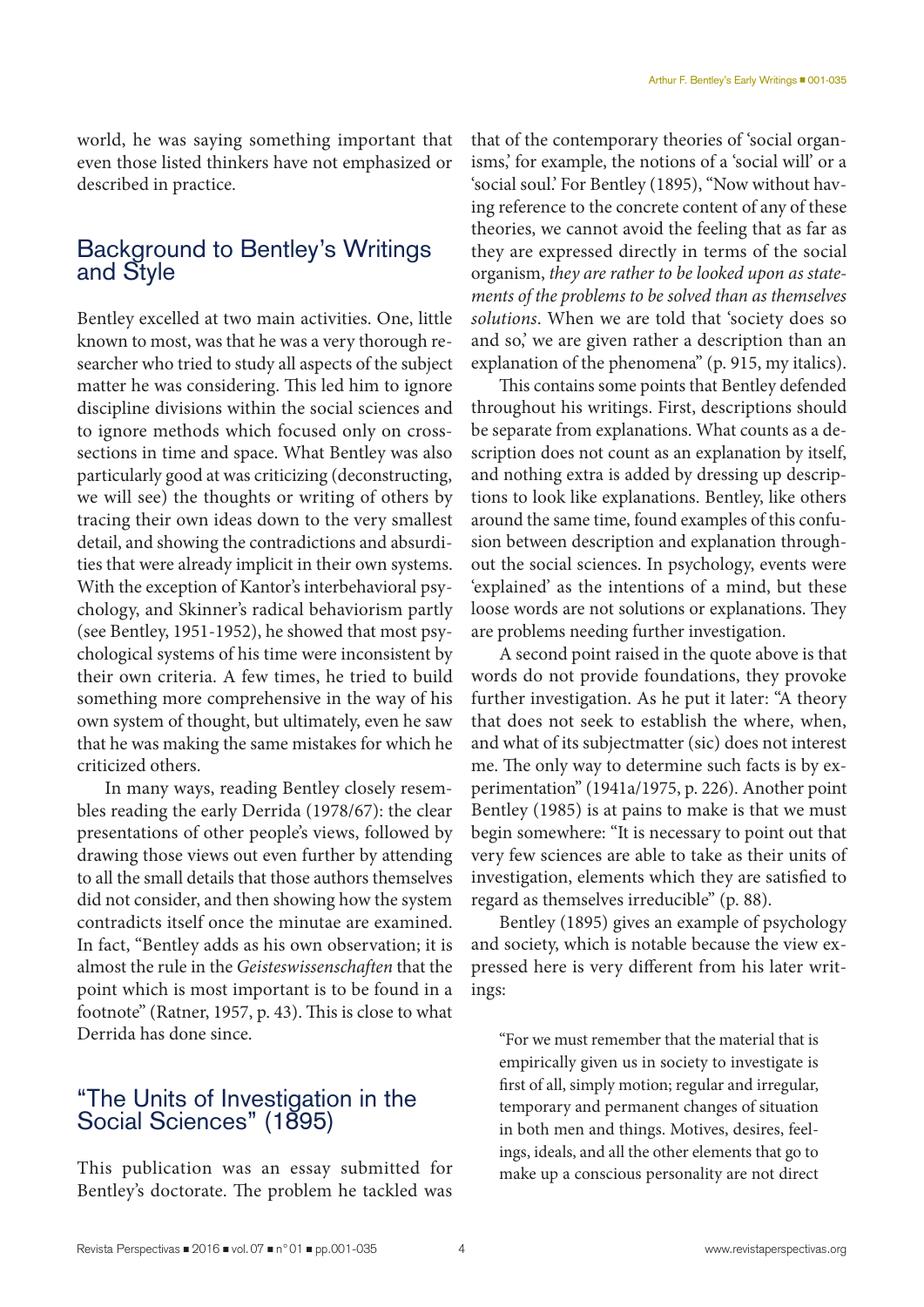world, he was saying something important that even those listed thinkers have not emphasized or described in practice.

## Background to Bentley's Writings and Style

Bentley excelled at two main activities. One, little known to most, was that he was a very thorough researcher who tried to study all aspects of the subject matter he was considering. This led him to ignore discipline divisions within the social sciences and to ignore methods which focused only on cross-sections in time and space. What Bentley was also particularly good at was criticizing (deconstructing, we will see) the thoughts or writing of others by tracing their own ideas down to the very smallest detail, and showing the contradictions and absurdities that were already implicit in their own systems. With the exception of Kantor's interbehavioral psychology, and Skinner's radical behaviorism partly (see Bentley, 1951-1952), he showed that most psychological systems of his time were inconsistent by their own criteria. A few times, he tried to build something more comprehensive in the way of his own system of thought, but ultimately, even he saw that he was making the same mistakes for which he criticized others.

In many ways, reading Bentley closely resembles reading the early Derrida (1978/67): the clear presentations of other people's views, followed by drawing those views out even further by attending to all the small details that those authors themselves did not consider, and then showing how the system contradicts itself once the minutae are examined. In fact, "Bentley adds as his own observation; it is almost the rule in the *Geisteswissenschaften* that the point which is most important is to be found in a footnote" (Ratner, 1957, p. 43). This is close to what Derrida has done since.

## "The Units of Investigation in the Social Sciences" (1895)

This publication was an essay submitted for Bentley's doctorate. The problem he tackled was that of the contemporary theories of 'social organisms,' for example, the notions of a 'social will' or a 'social soul.' For Bentley (1895), "Now without having reference to the concrete content of any of these theories, we cannot avoid the feeling that as far as they are expressed directly in terms of the social organism, *they are rather to be looked upon as statements of the problems to be solved than as themselves solutions*. When we are told that 'society does so and so,' we are given rather a description than an explanation of the phenomena" (p. 915, my italics).

This contains some points that Bentley defended throughout his writings. First, descriptions should be separate from explanations. What counts as a description does not count as an explanation by itself, and nothing extra is added by dressing up descriptions to look like explanations. Bentley, like others around the same time, found examples of this confusion between description and explanation throughout the social sciences. In psychology, events were 'explained' as the intentions of a mind, but these loose words are not solutions or explanations. They are problems needing further investigation.

A second point raised in the quote above is that words do not provide foundations, they provoke further investigation. As he put it later: "A theory that does not seek to establish the where, when, and what of its subjectmatter (sic) does not interest me. The only way to determine such facts is by experimentation" (1941a/1975, p. 226). Another point Bentley (1985) is at pains to make is that we must begin somewhere: "It is necessary to point out that very few sciences are able to take as their units of investigation, elements which they are satisfied to regard as themselves irreducible" (p. 88).

Bentley (1895) gives an example of psychology and society, which is notable because the view expressed here is very different from his later writings:

> "For we must remember that the material that is empirically given us in society to investigate is first of all, simply motion; regular and irregular, temporary and permanent changes of situation in both men and things. Motives, desires, feelings, ideals, and all the other elements that go to make up a conscious personality are not direct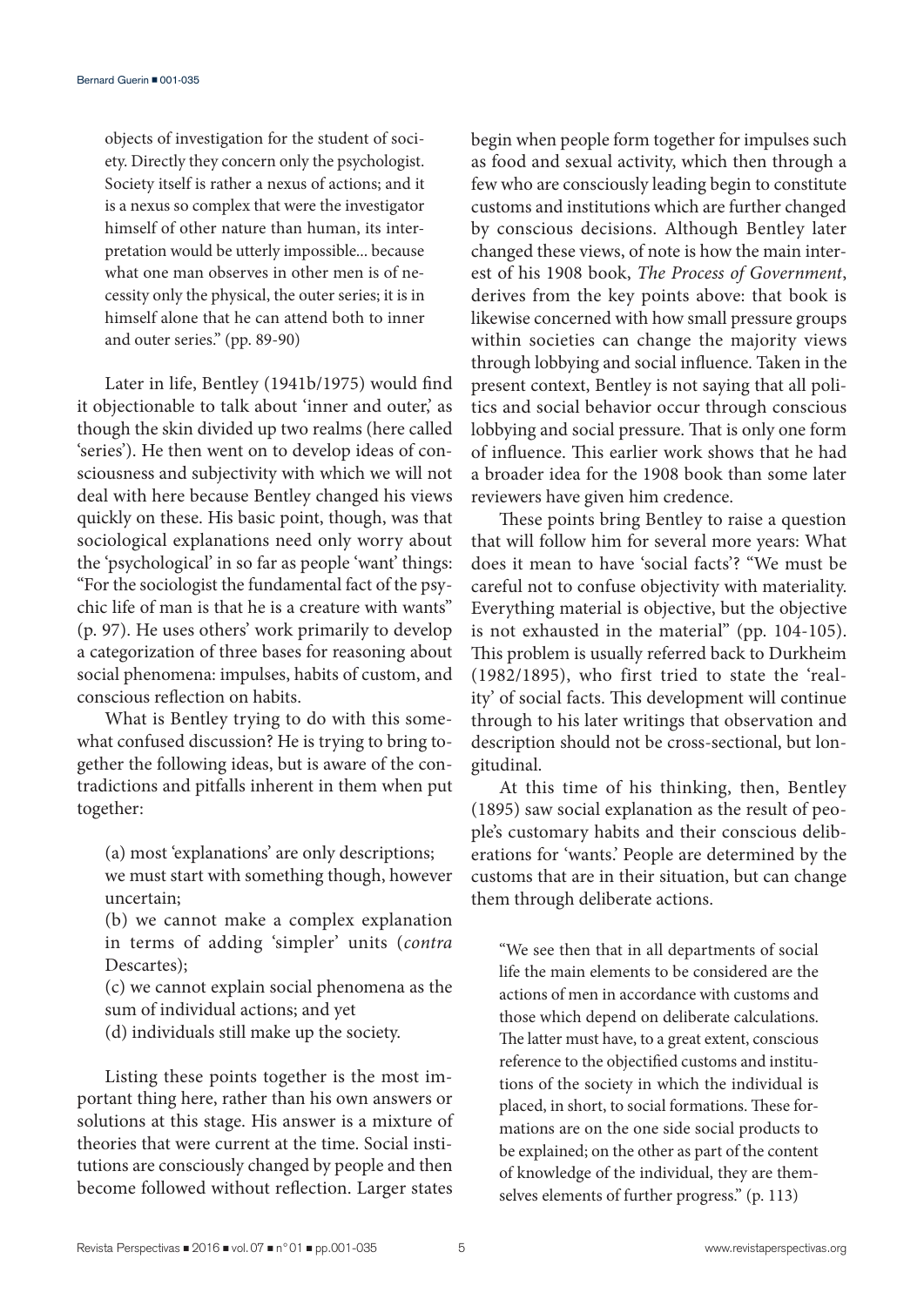> objects of investigation for the student of society. Directly they concern only the psychologist. Society itself is rather a nexus of actions; and it is a nexus so complex that were the investigator himself of other nature than human, its interpretation would be utterly impossible... because what one man observes in other men is of necessity only the physical, the outer series; it is in himself alone that he can attend both to inner and outer series." (pp. 89-90)

Later in life, Bentley (1941b/1975) would find it objectionable to talk about 'inner and outer,' as though the skin divided up two realms (here called 'series'). He then went on to develop ideas of consciousness and subjectivity with which we will not deal with here because Bentley changed his views quickly on these. His basic point, though, was that sociological explanations need only worry about the 'psychological' in so far as people 'want' things: "For the sociologist the fundamental fact of the psychic life of man is that he is a creature with wants" (p. 97). He uses others' work primarily to develop a categorization of three bases for reasoning about social phenomena: impulses, habits of custom, and conscious reflection on habits.

What is Bentley trying to do with this somewhat confused discussion? He is trying to bring together the following ideas, but is aware of the contradictions and pitfalls inherent in them when put together:

> (a) most 'explanations' are only descriptions; we must start with something though, however uncertain;
>
> (b) we cannot make a complex explanation in terms of adding 'simpler' units (*contra* Descartes);
>
> (c) we cannot explain social phenomena as the sum of individual actions; and yet
>
> (d) individuals still make up the society.

Listing these points together is the most important thing here, rather than his own answers or solutions at this stage. His answer is a mixture of theories that were current at the time. Social institutions are consciously changed by people and then become followed without reflection. Larger states begin when people form together for impulses such as food and sexual activity, which then through a few who are consciously leading begin to constitute customs and institutions which are further changed by conscious decisions. Although Bentley later changed these views, of note is how the main interest of his 1908 book, *The Process of Government*, derives from the key points above: that book is likewise concerned with how small pressure groups within societies can change the majority views through lobbying and social influence. Taken in the present context, Bentley is not saying that all politics and social behavior occur through conscious lobbying and social pressure. That is only one form of influence. This earlier work shows that he had a broader idea for the 1908 book than some later reviewers have given him credence.

These points bring Bentley to raise a question that will follow him for several more years: What does it mean to have 'social facts'? "We must be careful not to confuse objectivity with materiality. Everything material is objective, but the objective is not exhausted in the material" (pp. 104-105). This problem is usually referred back to Durkheim (1982/1895), who first tried to state the 'reality' of social facts. This development will continue through to his later writings that observation and description should not be cross-sectional, but longitudinal.

At this time of his thinking, then, Bentley (1895) saw social explanation as the result of people's customary habits and their conscious deliberations for 'wants.' People are determined by the customs that are in their situation, but can change them through deliberate actions.

> "We see then that in all departments of social life the main elements to be considered are the actions of men in accordance with customs and those which depend on deliberate calculations. The latter must have, to a great extent, conscious reference to the objectified customs and institutions of the society in which the individual is placed, in short, to social formations. These formations are on the one side social products to be explained; on the other as part of the content of knowledge of the individual, they are themselves elements of further progress." (p. 113)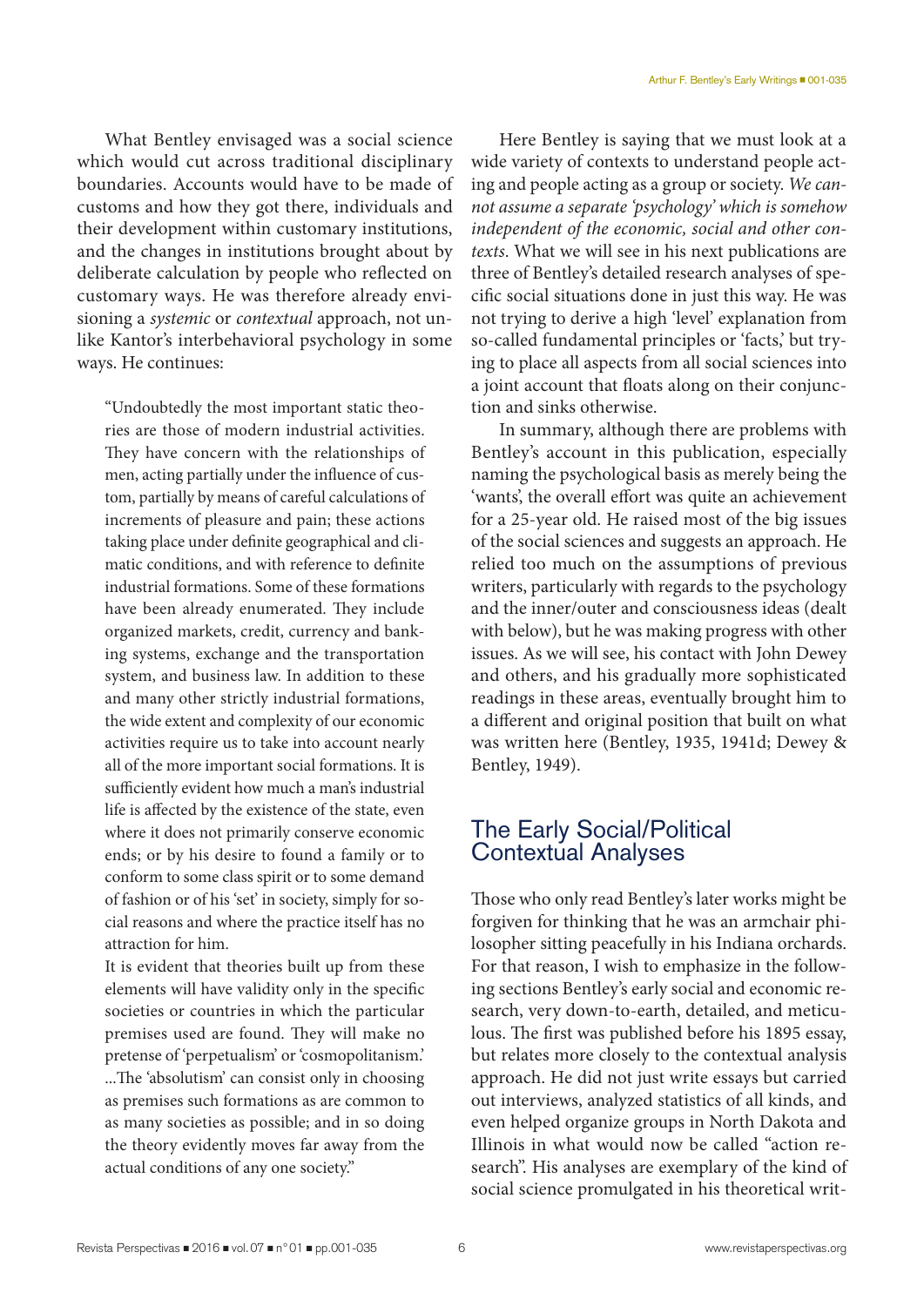What Bentley envisaged was a social science which would cut across traditional disciplinary boundaries. Accounts would have to be made of customs and how they got there, individuals and their development within customary institutions, and the changes in institutions brought about by deliberate calculation by people who reflected on customary ways. He was therefore already envisioning a *systemic* or *contextual* approach, not unlike Kantor's interbehavioral psychology in some ways. He continues:

> "Undoubtedly the most important static theories are those of modern industrial activities. They have concern with the relationships of men, acting partially under the influence of custom, partially by means of careful calculations of increments of pleasure and pain; these actions taking place under definite geographical and climatic conditions, and with reference to definite industrial formations. Some of these formations have been already enumerated. They include organized markets, credit, currency and banking systems, exchange and the transportation system, and business law. In addition to these and many other strictly industrial formations, the wide extent and complexity of our economic activities require us to take into account nearly all of the more important social formations. It is sufficiently evident how much a man's industrial life is affected by the existence of the state, even where it does not primarily conserve economic ends; or by his desire to found a family or to conform to some class spirit or to some demand of fashion or of his 'set' in society, simply for social reasons and where the practice itself has no attraction for him.
>
> It is evident that theories built up from these elements will have validity only in the specific societies or countries in which the particular premises used are found. They will make no pretense of 'perpetualism' or 'cosmopolitanism.' ...The 'absolutism' can consist only in choosing as premises such formations as are common to as many societies as possible; and in so doing the theory evidently moves far away from the actual conditions of any one society."

Here Bentley is saying that we must look at a wide variety of contexts to understand people acting and people acting as a group or society. *We cannot assume a separate 'psychology' which is somehow independent of the economic, social and other contexts.* What we will see in his next publications are three of Bentley's detailed research analyses of specific social situations done in just this way. He was not trying to derive a high 'level' explanation from so-called fundamental principles or 'facts,' but trying to place all aspects from all social sciences into a joint account that floats along on their conjunction and sinks otherwise.

In summary, although there are problems with Bentley's account in this publication, especially naming the psychological basis as merely being the 'wants', the overall effort was quite an achievement for a 25-year old. He raised most of the big issues of the social sciences and suggests an approach. He relied too much on the assumptions of previous writers, particularly with regards to the psychology and the inner/outer and consciousness ideas (dealt with below), but he was making progress with other issues. As we will see, his contact with John Dewey and others, and his gradually more sophisticated readings in these areas, eventually brought him to a different and original position that built on what was written here (Bentley, 1935, 1941d; Dewey & Bentley, 1949).

## The Early Social/Political Contextual Analyses

Those who only read Bentley's later works might be forgiven for thinking that he was an armchair philosopher sitting peacefully in his Indiana orchards. For that reason, I wish to emphasize in the following sections Bentley's early social and economic research, very down-to-earth, detailed, and meticulous. The first was published before his 1895 essay, but relates more closely to the contextual analysis approach. He did not just write essays but carried out interviews, analyzed statistics of all kinds, and even helped organize groups in North Dakota and Illinois in what would now be called "action research". His analyses are exemplary of the kind of social science promulgated in his theoretical writ-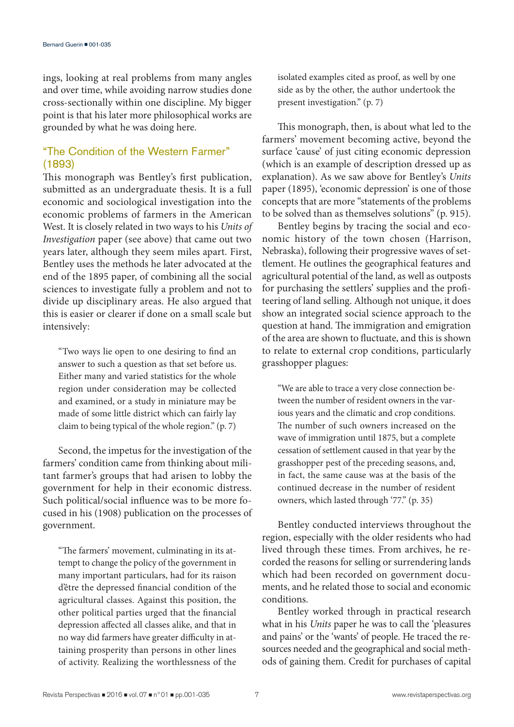ings, looking at real problems from many angles and over time, while avoiding narrow studies done cross-sectionally within one discipline. My bigger point is that his later more philosophical works are grounded by what he was doing here.

## "The Condition of the Western Farmer" (1893)

This monograph was Bentley's first publication, submitted as an undergraduate thesis. It is a full economic and sociological investigation into the economic problems of farmers in the American West. It is closely related in two ways to his *Units of Investigation* paper (see above) that came out two years later, although they seem miles apart. First, Bentley uses the methods he later advocated at the end of the 1895 paper, of combining all the social sciences to investigate fully a problem and not to divide up disciplinary areas. He also argued that this is easier or clearer if done on a small scale but intensively:

> "Two ways lie open to one desiring to find an answer to such a question as that set before us. Either many and varied statistics for the whole region under consideration may be collected and examined, or a study in miniature may be made of some little district which can fairly lay claim to being typical of the whole region." (p. 7)

Second, the impetus for the investigation of the farmers' condition came from thinking about militant farmer's groups that had arisen to lobby the government for help in their economic distress. Such political/social influence was to be more focused in his (1908) publication on the processes of government.

> "The farmers' movement, culminating in its attempt to change the policy of the government in many important particulars, had for its raison d'être the depressed financial condition of the agricultural classes. Against this position, the other political parties urged that the financial depression affected all classes alike, and that in no way did farmers have greater difficulty in attaining prosperity than persons in other lines of activity. Realizing the worthlessness of the isolated examples cited as proof, as well by one side as by the other, the author undertook the present investigation." (p. 7)

This monograph, then, is about what led to the farmers' movement becoming active, beyond the surface 'cause' of just citing economic depression (which is an example of description dressed up as explanation). As we saw above for Bentley's *Units* paper (1895), 'economic depression' is one of those concepts that are more "statements of the problems to be solved than as themselves solutions" (p. 915).

Bentley begins by tracing the social and economic history of the town chosen (Harrison, Nebraska), following their progressive waves of settlement. He outlines the geographical features and agricultural potential of the land, as well as outposts for purchasing the settlers' supplies and the profiteering of land selling. Although not unique, it does show an integrated social science approach to the question at hand. The immigration and emigration of the area are shown to fluctuate, and this is shown to relate to external crop conditions, particularly grasshopper plagues:

> "We are able to trace a very close connection between the number of resident owners in the various years and the climatic and crop conditions. The number of such owners increased on the wave of immigration until 1875, but a complete cessation of settlement caused in that year by the grasshopper pest of the preceding seasons, and, in fact, the same cause was at the basis of the continued decrease in the number of resident owners, which lasted through '77." (p. 35)

Bentley conducted interviews throughout the region, especially with the older residents who had lived through these times. From archives, he recorded the reasons for selling or surrendering lands which had been recorded on government documents, and he related those to social and economic conditions.

Bentley worked through in practical research what in his *Units* paper he was to call the 'pleasures and pains' or the 'wants' of people. He traced the resources needed and the geographical and social methods of gaining them. Credit for purchases of capital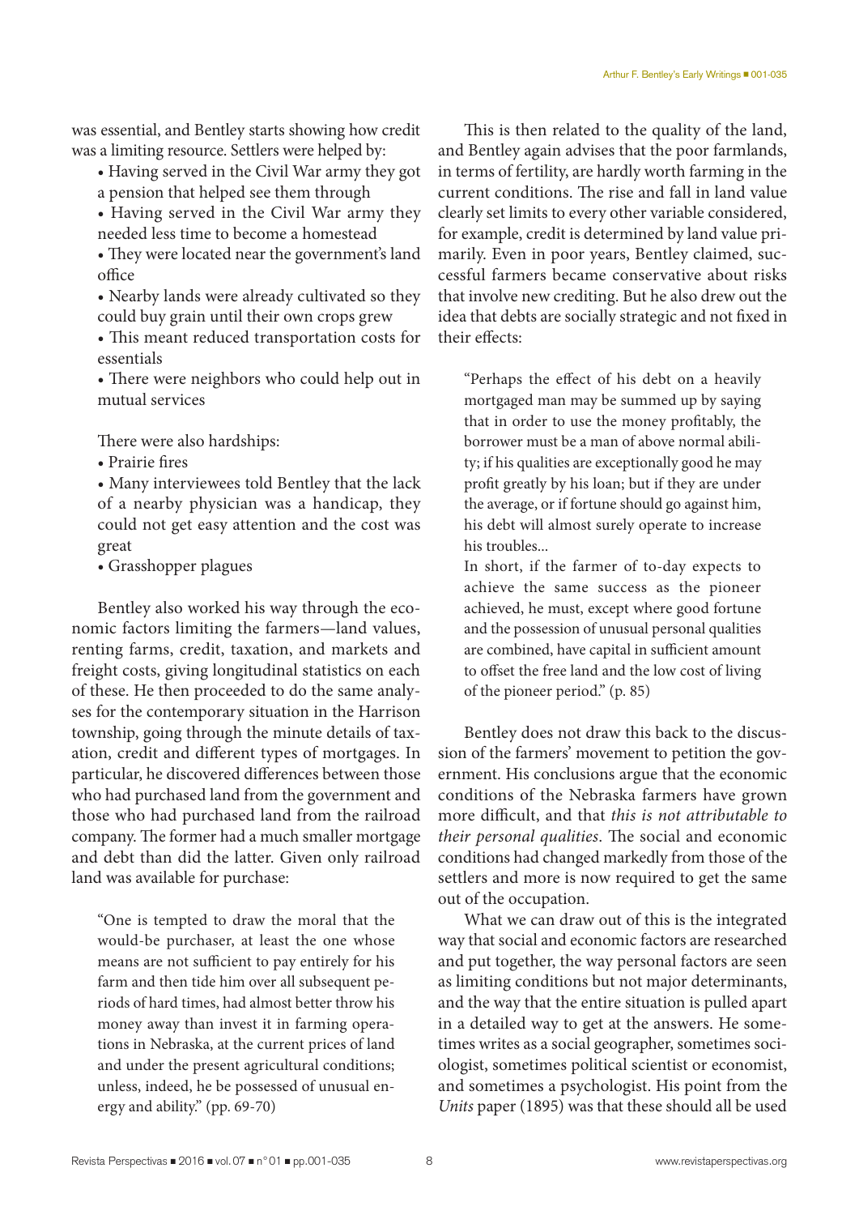was essential, and Bentley starts showing how credit was a limiting resource. Settlers were helped by:

- Having served in the Civil War army they got a pension that helped see them through
- Having served in the Civil War army they needed less time to become a homestead
- They were located near the government's land office
- Nearby lands were already cultivated so they could buy grain until their own crops grew
- This meant reduced transportation costs for essentials
- There were neighbors who could help out in mutual services

There were also hardships:

- Prairie fires
- Many interviewees told Bentley that the lack of a nearby physician was a handicap, they could not get easy attention and the cost was great
- Grasshopper plagues

Bentley also worked his way through the economic factors limiting the farmers—land values, renting farms, credit, taxation, and markets and freight costs, giving longitudinal statistics on each of these. He then proceeded to do the same analyses for the contemporary situation in the Harrison township, going through the minute details of taxation, credit and different types of mortgages. In particular, he discovered differences between those who had purchased land from the government and those who had purchased land from the railroad company. The former had a much smaller mortgage and debt than did the latter. Given only railroad land was available for purchase:

> "One is tempted to draw the moral that the would-be purchaser, at least the one whose means are not sufficient to pay entirely for his farm and then tide him over all subsequent periods of hard times, had almost better throw his money away than invest it in farming operations in Nebraska, at the current prices of land and under the present agricultural conditions; unless, indeed, he be possessed of unusual energy and ability." (pp. 69-70)

This is then related to the quality of the land, and Bentley again advises that the poor farmlands, in terms of fertility, are hardly worth farming in the current conditions. The rise and fall in land value clearly set limits to every other variable considered, for example, credit is determined by land value primarily. Even in poor years, Bentley claimed, successful farmers became conservative about risks that involve new crediting. But he also drew out the idea that debts are socially strategic and not fixed in their effects:

> "Perhaps the effect of his debt on a heavily mortgaged man may be summed up by saying that in order to use the money profitably, the borrower must be a man of above normal ability; if his qualities are exceptionally good he may profit greatly by his loan; but if they are under the average, or if fortune should go against him, his debt will almost surely operate to increase his troubles...
>
> In short, if the farmer of to-day expects to achieve the same success as the pioneer achieved, he must, except where good fortune and the possession of unusual personal qualities are combined, have capital in sufficient amount to offset the free land and the low cost of living of the pioneer period." (p. 85)

Bentley does not draw this back to the discussion of the farmers' movement to petition the government. His conclusions argue that the economic conditions of the Nebraska farmers have grown more difficult, and that *this is not attributable to their personal qualities*. The social and economic conditions had changed markedly from those of the settlers and more is now required to get the same out of the occupation.

What we can draw out of this is the integrated way that social and economic factors are researched and put together, the way personal factors are seen as limiting conditions but not major determinants, and the way that the entire situation is pulled apart in a detailed way to get at the answers. He sometimes writes as a social geographer, sometimes sociologist, sometimes political scientist or economist, and sometimes a psychologist. His point from the *Units* paper (1895) was that these should all be used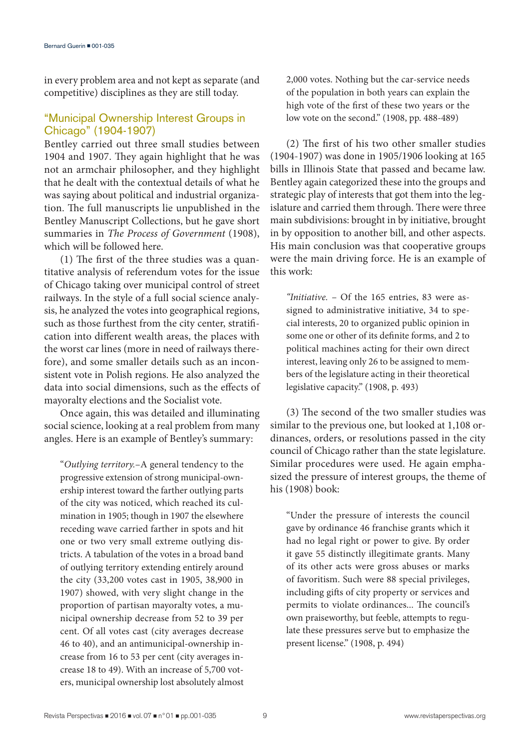in every problem area and not kept as separate (and competitive) disciplines as they are still today.

## "Municipal Ownership Interest Groups in Chicago" (1904-1907)

Bentley carried out three small studies between 1904 and 1907. They again highlight that he was not an armchair philosopher, and they highlight that he dealt with the contextual details of what he was saying about political and industrial organization. The full manuscripts lie unpublished in the Bentley Manuscript Collections, but he gave short summaries in *The Process of Government* (1908), which will be followed here.

(1) The first of the three studies was a quantitative analysis of referendum votes for the issue of Chicago taking over municipal control of street railways. In the style of a full social science analysis, he analyzed the votes into geographical regions, such as those furthest from the city center, stratification into different wealth areas, the places with the worst car lines (more in need of railways therefore), and some smaller details such as an inconsistent vote in Polish regions. He also analyzed the data into social dimensions, such as the effects of mayoralty elections and the Socialist vote.

Once again, this was detailed and illuminating social science, looking at a real problem from many angles. Here is an example of Bentley's summary:

> "*Outlying territory.*–A general tendency to the progressive extension of strong municipal-ownership interest toward the farther outlying parts of the city was noticed, which reached its culmination in 1905; though in 1907 the elsewhere receding wave carried farther in spots and hit one or two very small extreme outlying districts. A tabulation of the votes in a broad band of outlying territory extending entirely around the city (33,200 votes cast in 1905, 38,900 in 1907) showed, with very slight change in the proportion of partisan mayoralty votes, a municipal ownership decrease from 52 to 39 per cent. Of all votes cast (city averages decrease 46 to 40), and an antimunicipal-ownership increase from 16 to 53 per cent (city averages increase 18 to 49). With an increase of 5,700 voters, municipal ownership lost absolutely almost 2,000 votes. Nothing but the car-service needs of the population in both years can explain the high vote of the first of these two years or the low vote on the second." (1908, pp. 488-489)

(2) The first of his two other smaller studies (1904-1907) was done in 1905/1906 looking at 165 bills in Illinois State that passed and became law. Bentley again categorized these into the groups and strategic play of interests that got them into the legislature and carried them through. There were three main subdivisions: brought in by initiative, brought in by opposition to another bill, and other aspects. His main conclusion was that cooperative groups were the main driving force. He is an example of this work:

> "*Initiative.* – Of the 165 entries, 83 were assigned to administrative initiative, 34 to special interests, 20 to organized public opinion in some one or other of its definite forms, and 2 to political machines acting for their own direct interest, leaving only 26 to be assigned to members of the legislature acting in their theoretical legislative capacity." (1908, p. 493)

(3) The second of the two smaller studies was similar to the previous one, but looked at 1,108 ordinances, orders, or resolutions passed in the city council of Chicago rather than the state legislature. Similar procedures were used. He again emphasized the pressure of interest groups, the theme of his (1908) book:

> "Under the pressure of interests the council gave by ordinance 46 franchise grants which it had no legal right or power to give. By order it gave 55 distinctly illegitimate grants. Many of its other acts were gross abuses or marks of favoritism. Such were 88 special privileges, including gifts of city property or services and permits to violate ordinances... The council's own praiseworthy, but feeble, attempts to regulate these pressures serve but to emphasize the present license." (1908, p. 494)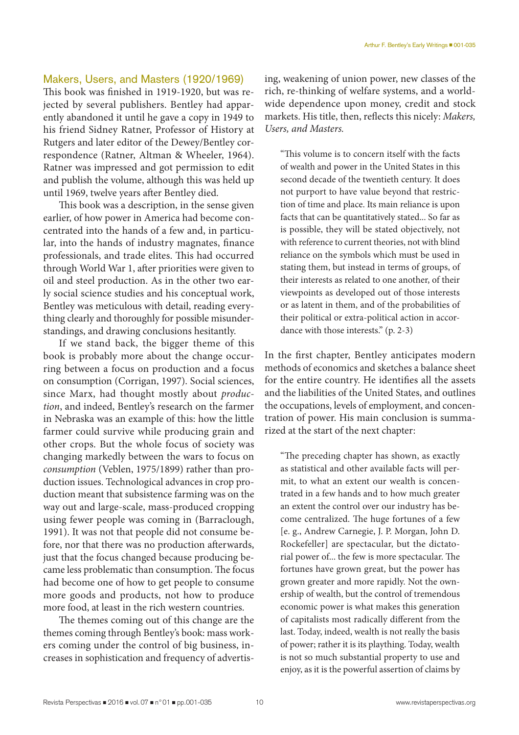## Makers, Users, and Masters (1920/1969)

This book was finished in 1919-1920, but was rejected by several publishers. Bentley had apparently abandoned it until he gave a copy in 1949 to his friend Sidney Ratner, Professor of History at Rutgers and later editor of the Dewey/Bentley correspondence (Ratner, Altman & Wheeler, 1964). Ratner was impressed and got permission to edit and publish the volume, although this was held up until 1969, twelve years after Bentley died.

This book was a description, in the sense given earlier, of how power in America had become concentrated into the hands of a few and, in particular, into the hands of industry magnates, finance professionals, and trade elites. This had occurred through World War 1, after priorities were given to oil and steel production. As in the other two early social science studies and his conceptual work, Bentley was meticulous with detail, reading everything clearly and thoroughly for possible misunderstandings, and drawing conclusions hesitantly.

If we stand back, the bigger theme of this book is probably more about the change occurring between a focus on production and a focus on consumption (Corrigan, 1997). Social sciences, since Marx, had thought mostly about *production*, and indeed, Bentley's research on the farmer in Nebraska was an example of this: how the little farmer could survive while producing grain and other crops. But the whole focus of society was changing markedly between the wars to focus on *consumption* (Veblen, 1975/1899) rather than production issues. Technological advances in crop production meant that subsistence farming was on the way out and large-scale, mass-produced cropping using fewer people was coming in (Barraclough, 1991). It was not that people did not consume before, nor that there was no production afterwards, just that the focus changed because producing became less problematic than consumption. The focus had become one of how to get people to consume more goods and products, not how to produce more food, at least in the rich western countries.

The themes coming out of this change are the themes coming through Bentley's book: mass workers coming under the control of big business, increases in sophistication and frequency of advertising, weakening of union power, new classes of the rich, re-thinking of welfare systems, and a worldwide dependence upon money, credit and stock markets. His title, then, reflects this nicely: *Makers, Users, and Masters.*

> "This volume is to concern itself with the facts of wealth and power in the United States in this second decade of the twentieth century. It does not purport to have value beyond that restriction of time and place. Its main reliance is upon facts that can be quantitatively stated... So far as is possible, they will be stated objectively, not with reference to current theories, not with blind reliance on the symbols which must be used in stating them, but instead in terms of groups, of their interests as related to one another, of their viewpoints as developed out of those interests or as latent in them, and of the probabilities of their political or extra-political action in accordance with those interests." (p. 2-3)

In the first chapter, Bentley anticipates modern methods of economics and sketches a balance sheet for the entire country. He identifies all the assets and the liabilities of the United States, and outlines the occupations, levels of employment, and concentration of power. His main conclusion is summarized at the start of the next chapter:

> "The preceding chapter has shown, as exactly as statistical and other available facts will permit, to what an extent our wealth is concentrated in a few hands and to how much greater an extent the control over our industry has become centralized. The huge fortunes of a few [e. g., Andrew Carnegie, J. P. Morgan, John D. Rockefeller] are spectacular, but the dictatorial power of... the few is more spectacular. The fortunes have grown great, but the power has grown greater and more rapidly. Not the ownership of wealth, but the control of tremendous economic power is what makes this generation of capitalists most radically different from the last. Today, indeed, wealth is not really the basis of power; rather it is its plaything. Today, wealth is not so much substantial property to use and enjoy, as it is the powerful assertion of claims by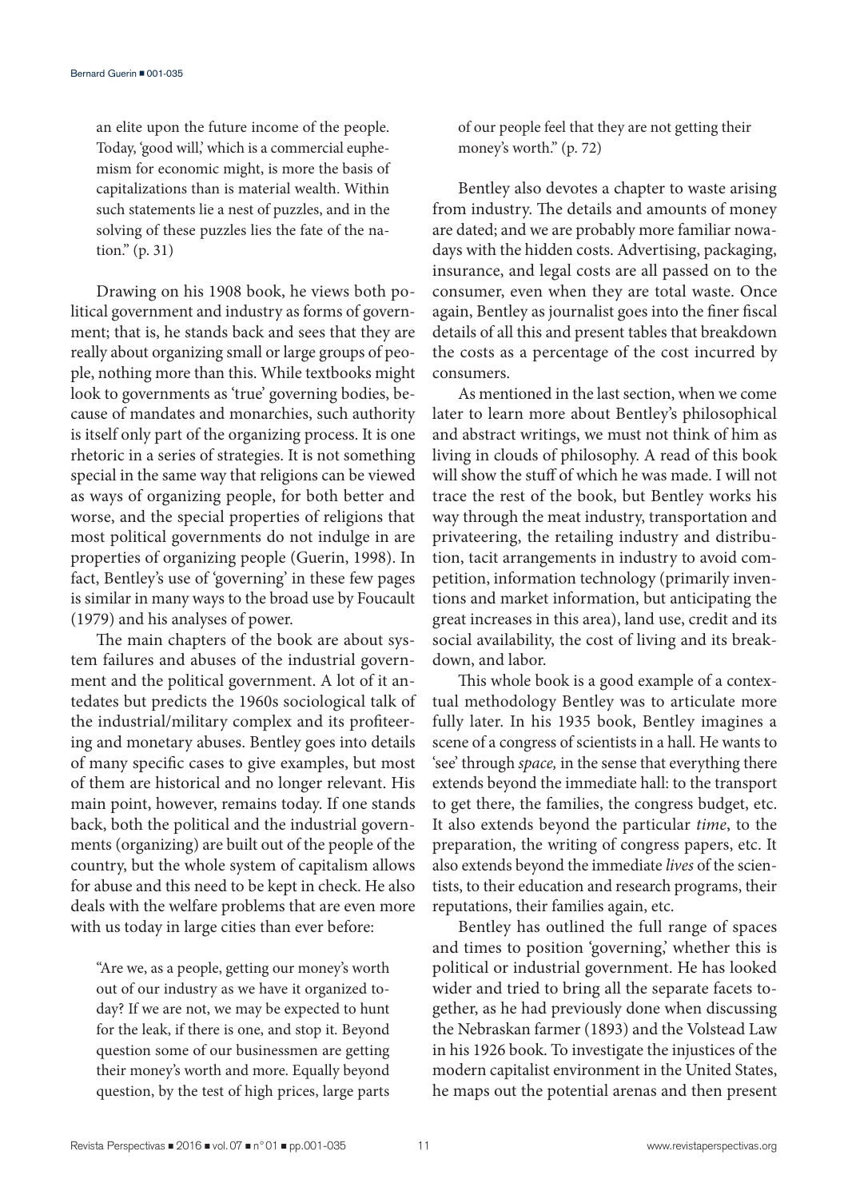an elite upon the future income of the people. Today, 'good will,' which is a commercial euphemism for economic might, is more the basis of capitalizations than is material wealth. Within such statements lie a nest of puzzles, and in the solving of these puzzles lies the fate of the nation." (p. 31)

Drawing on his 1908 book, he views both political government and industry as forms of government; that is, he stands back and sees that they are really about organizing small or large groups of people, nothing more than this. While textbooks might look to governments as 'true' governing bodies, because of mandates and monarchies, such authority is itself only part of the organizing process. It is one rhetoric in a series of strategies. It is not something special in the same way that religions can be viewed as ways of organizing people, for both better and worse, and the special properties of religions that most political governments do not indulge in are properties of organizing people (Guerin, 1998). In fact, Bentley's use of 'governing' in these few pages is similar in many ways to the broad use by Foucault (1979) and his analyses of power.

The main chapters of the book are about system failures and abuses of the industrial government and the political government. A lot of it antedates but predicts the 1960s sociological talk of the industrial/military complex and its profiteering and monetary abuses. Bentley goes into details of many specific cases to give examples, but most of them are historical and no longer relevant. His main point, however, remains today. If one stands back, both the political and the industrial governments (organizing) are built out of the people of the country, but the whole system of capitalism allows for abuse and this need to be kept in check. He also deals with the welfare problems that are even more with us today in large cities than ever before:

> "Are we, as a people, getting our money's worth out of our industry as we have it organized today? If we are not, we may be expected to hunt for the leak, if there is one, and stop it. Beyond question some of our businessmen are getting their money's worth and more. Equally beyond question, by the test of high prices, large parts of our people feel that they are not getting their money's worth." (p. 72)

Bentley also devotes a chapter to waste arising from industry. The details and amounts of money are dated; and we are probably more familiar nowadays with the hidden costs. Advertising, packaging, insurance, and legal costs are all passed on to the consumer, even when they are total waste. Once again, Bentley as journalist goes into the finer fiscal details of all this and present tables that breakdown the costs as a percentage of the cost incurred by consumers.

As mentioned in the last section, when we come later to learn more about Bentley's philosophical and abstract writings, we must not think of him as living in clouds of philosophy. A read of this book will show the stuff of which he was made. I will not trace the rest of the book, but Bentley works his way through the meat industry, transportation and privateering, the retailing industry and distribution, tacit arrangements in industry to avoid competition, information technology (primarily inventions and market information, but anticipating the great increases in this area), land use, credit and its social availability, the cost of living and its breakdown, and labor.

This whole book is a good example of a contextual methodology Bentley was to articulate more fully later. In his 1935 book, Bentley imagines a scene of a congress of scientists in a hall. He wants to 'see' through *space,* in the sense that everything there extends beyond the immediate hall: to the transport to get there, the families, the congress budget, etc. It also extends beyond the particular *time*, to the preparation, the writing of congress papers, etc. It also extends beyond the immediate *lives* of the scientists, to their education and research programs, their reputations, their families again, etc.

Bentley has outlined the full range of spaces and times to position 'governing,' whether this is political or industrial government. He has looked wider and tried to bring all the separate facets together, as he had previously done when discussing the Nebraskan farmer (1893) and the Volstead Law in his 1926 book. To investigate the injustices of the modern capitalist environment in the United States, he maps out the potential arenas and then present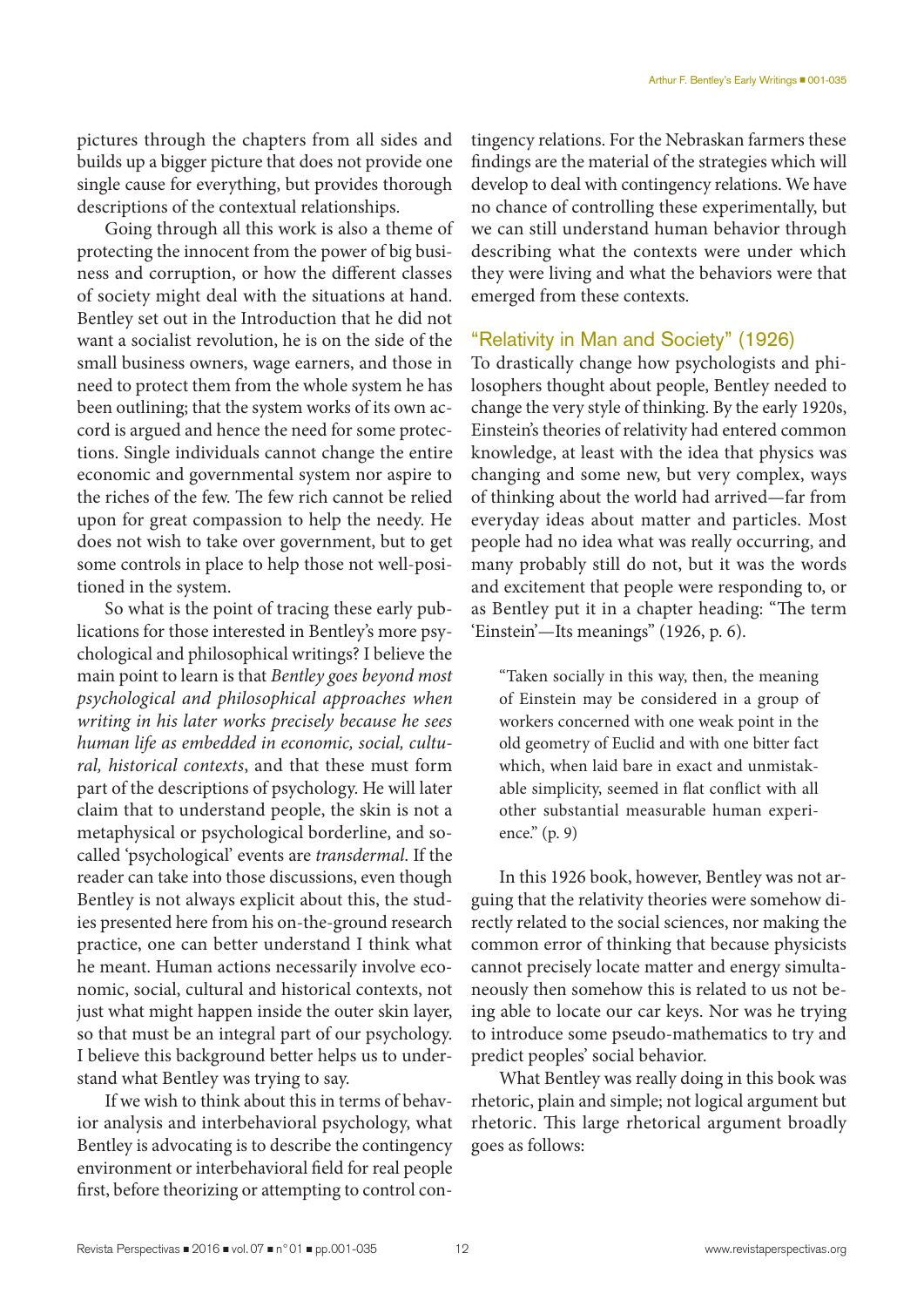pictures through the chapters from all sides and builds up a bigger picture that does not provide one single cause for everything, but provides thorough descriptions of the contextual relationships.

Going through all this work is also a theme of protecting the innocent from the power of big business and corruption, or how the different classes of society might deal with the situations at hand. Bentley set out in the Introduction that he did not want a socialist revolution, he is on the side of the small business owners, wage earners, and those in need to protect them from the whole system he has been outlining; that the system works of its own accord is argued and hence the need for some protections. Single individuals cannot change the entire economic and governmental system nor aspire to the riches of the few. The few rich cannot be relied upon for great compassion to help the needy. He does not wish to take over government, but to get some controls in place to help those not well-positioned in the system.

So what is the point of tracing these early publications for those interested in Bentley's more psychological and philosophical writings? I believe the main point to learn is that *Bentley goes beyond most psychological and philosophical approaches when writing in his later works precisely because he sees human life as embedded in economic, social, cultural, historical contexts*, and that these must form part of the descriptions of psychology. He will later claim that to understand people, the skin is not a metaphysical or psychological borderline, and so-called 'psychological' events are *transdermal*. If the reader can take into those discussions, even though Bentley is not always explicit about this, the studies presented here from his on-the-ground research practice, one can better understand I think what he meant. Human actions necessarily involve economic, social, cultural and historical contexts, not just what might happen inside the outer skin layer, so that must be an integral part of our psychology. I believe this background better helps us to understand what Bentley was trying to say.

If we wish to think about this in terms of behavior analysis and interbehavioral psychology, what Bentley is advocating is to describe the contingency environment or interbehavioral field for real people first, before theorizing or attempting to control contingency relations. For the Nebraskan farmers these findings are the material of the strategies which will develop to deal with contingency relations. We have no chance of controlling these experimentally, but we can still understand human behavior through describing what the contexts were under which they were living and what the behaviors were that emerged from these contexts.

## "Relativity in Man and Society" (1926)

To drastically change how psychologists and philosophers thought about people, Bentley needed to change the very style of thinking. By the early 1920s, Einstein's theories of relativity had entered common knowledge, at least with the idea that physics was changing and some new, but very complex, ways of thinking about the world had arrived—far from everyday ideas about matter and particles. Most people had no idea what was really occurring, and many probably still do not, but it was the words and excitement that people were responding to, or as Bentley put it in a chapter heading: "The term 'Einstein'—Its meanings" (1926, p. 6).

> "Taken socially in this way, then, the meaning of Einstein may be considered in a group of workers concerned with one weak point in the old geometry of Euclid and with one bitter fact which, when laid bare in exact and unmistakable simplicity, seemed in flat conflict with all other substantial measurable human experience." (p. 9)

In this 1926 book, however, Bentley was not arguing that the relativity theories were somehow directly related to the social sciences, nor making the common error of thinking that because physicists cannot precisely locate matter and energy simultaneously then somehow this is related to us not being able to locate our car keys. Nor was he trying to introduce some pseudo-mathematics to try and predict peoples' social behavior.

What Bentley was really doing in this book was rhetoric, plain and simple; not logical argument but rhetoric. This large rhetorical argument broadly goes as follows: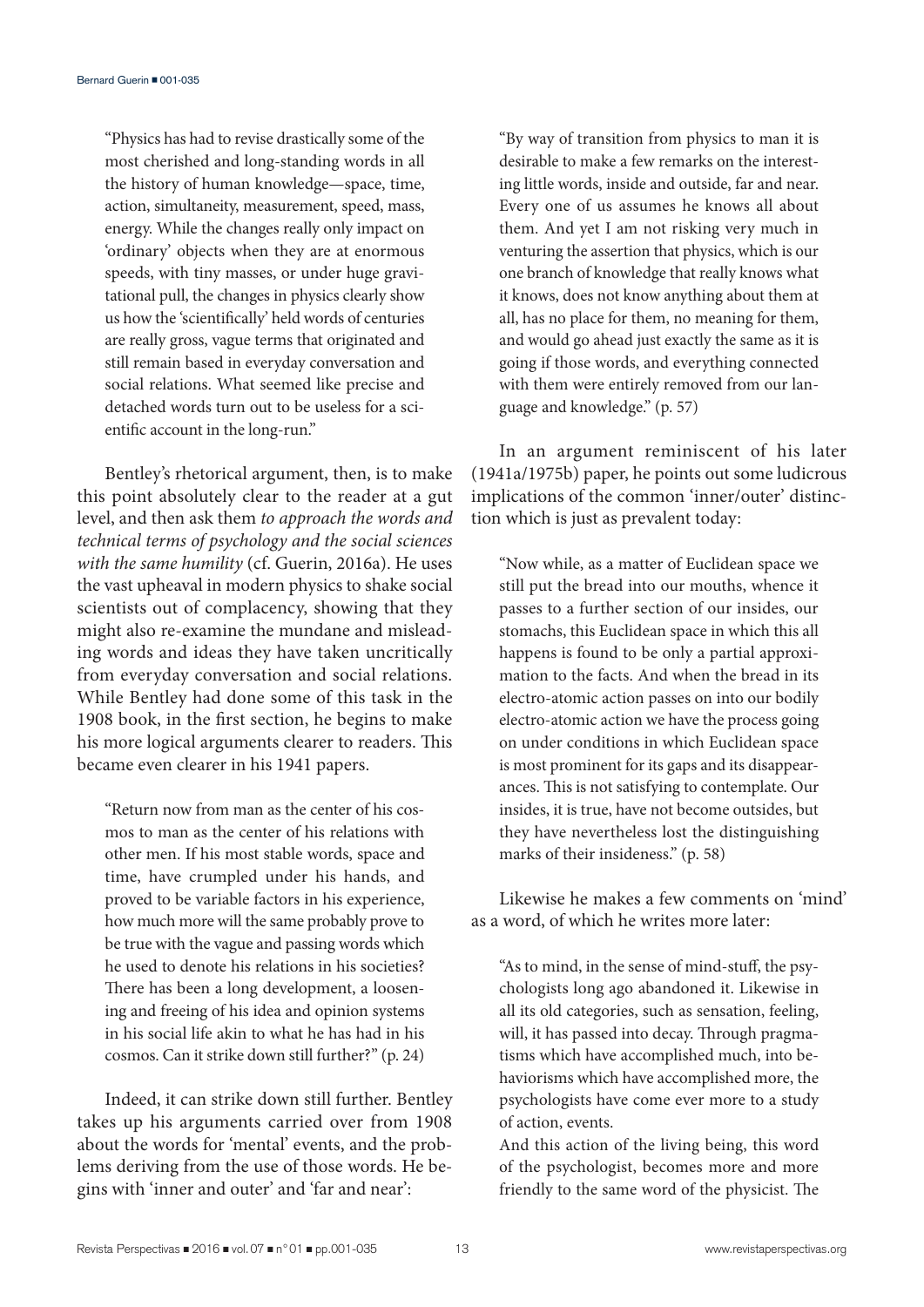> "Physics has had to revise drastically some of the most cherished and long-standing words in all the history of human knowledge—space, time, action, simultaneity, measurement, speed, mass, energy. While the changes really only impact on 'ordinary' objects when they are at enormous speeds, with tiny masses, or under huge gravitational pull, the changes in physics clearly show us how the 'scientifically' held words of centuries are really gross, vague terms that originated and still remain based in everyday conversation and social relations. What seemed like precise and detached words turn out to be useless for a scientific account in the long-run."

Bentley's rhetorical argument, then, is to make this point absolutely clear to the reader at a gut level, and then ask them *to approach the words and technical terms of psychology and the social sciences with the same humility* (cf. Guerin, 2016a). He uses the vast upheaval in modern physics to shake social scientists out of complacency, showing that they might also re-examine the mundane and misleading words and ideas they have taken uncritically from everyday conversation and social relations. While Bentley had done some of this task in the 1908 book, in the first section, he begins to make his more logical arguments clearer to readers. This became even clearer in his 1941 papers.

> "Return now from man as the center of his cosmos to man as the center of his relations with other men. If his most stable words, space and time, have crumpled under his hands, and proved to be variable factors in his experience, how much more will the same probably prove to be true with the vague and passing words which he used to denote his relations in his societies? There has been a long development, a loosening and freeing of his idea and opinion systems in his social life akin to what he has had in his cosmos. Can it strike down still further?" (p. 24)

Indeed, it can strike down still further. Bentley takes up his arguments carried over from 1908 about the words for 'mental' events, and the problems deriving from the use of those words. He begins with 'inner and outer' and 'far and near':

> "By way of transition from physics to man it is desirable to make a few remarks on the interesting little words, inside and outside, far and near. Every one of us assumes he knows all about them. And yet I am not risking very much in venturing the assertion that physics, which is our one branch of knowledge that really knows what it knows, does not know anything about them at all, has no place for them, no meaning for them, and would go ahead just exactly the same as it is going if those words, and everything connected with them were entirely removed from our language and knowledge." (p. 57)

In an argument reminiscent of his later (1941a/1975b) paper, he points out some ludicrous implications of the common 'inner/outer' distinction which is just as prevalent today:

> "Now while, as a matter of Euclidean space we still put the bread into our mouths, whence it passes to a further section of our insides, our stomachs, this Euclidean space in which this all happens is found to be only a partial approximation to the facts. And when the bread in its electro-atomic action passes on into our bodily electro-atomic action we have the process going on under conditions in which Euclidean space is most prominent for its gaps and its disappearances. This is not satisfying to contemplate. Our insides, it is true, have not become outsides, but they have nevertheless lost the distinguishing marks of their insideness." (p. 58)

Likewise he makes a few comments on 'mind' as a word, of which he writes more later:

> "As to mind, in the sense of mind-stuff, the psychologists long ago abandoned it. Likewise in all its old categories, such as sensation, feeling, will, it has passed into decay. Through pragmatisms which have accomplished much, into behaviorisms which have accomplished more, the psychologists have come ever more to a study of action, events.
>
> And this action of the living being, this word of the psychologist, becomes more and more friendly to the same word of the physicist. The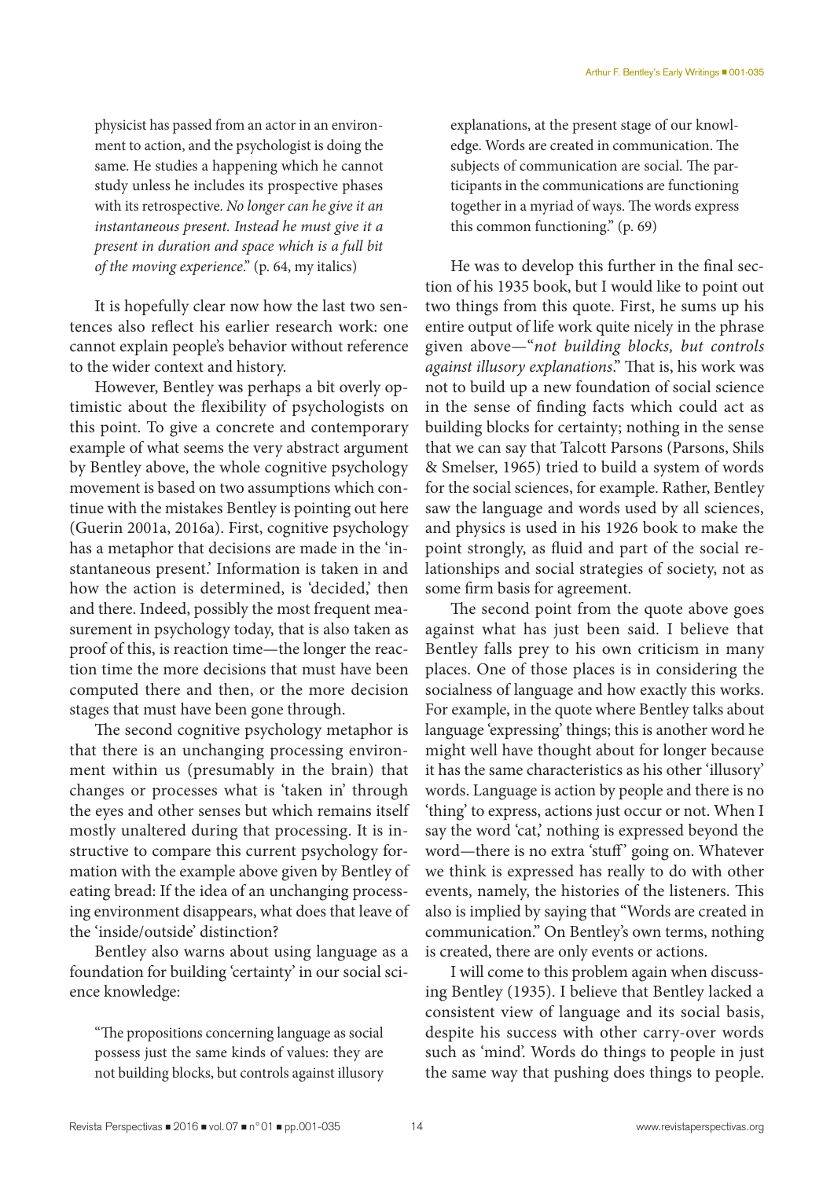> physicist has passed from an actor in an environment to action, and the psychologist is doing the same. He studies a happening which he cannot study unless he includes its prospective phases with its retrospective. *No longer can he give it an instantaneous present. Instead he must give it a present in duration and space which is a full bit of the moving experience*." (p. 64, my italics)

It is hopefully clear now how the last two sentences also reflect his earlier research work: one cannot explain people's behavior without reference to the wider context and history.

However, Bentley was perhaps a bit overly optimistic about the flexibility of psychologists on this point. To give a concrete and contemporary example of what seems the very abstract argument by Bentley above, the whole cognitive psychology movement is based on two assumptions which continue with the mistakes Bentley is pointing out here (Guerin 2001a, 2016a). First, cognitive psychology has a metaphor that decisions are made in the 'instantaneous present.' Information is taken in and how the action is determined, is 'decided,' then and there. Indeed, possibly the most frequent measurement in psychology today, that is also taken as proof of this, is reaction time—the longer the reaction time the more decisions that must have been computed there and then, or the more decision stages that must have been gone through.

The second cognitive psychology metaphor is that there is an unchanging processing environment within us (presumably in the brain) that changes or processes what is 'taken in' through the eyes and other senses but which remains itself mostly unaltered during that processing. It is instructive to compare this current psychology formation with the example above given by Bentley of eating bread: If the idea of an unchanging processing environment disappears, what does that leave of the 'inside/outside' distinction?

Bentley also warns about using language as a foundation for building 'certainty' in our social science knowledge:

> "The propositions concerning language as social possess just the same kinds of values: they are not building blocks, but controls against illusory explanations, at the present stage of our knowledge. Words are created in communication. The subjects of communication are social. The participants in the communications are functioning together in a myriad of ways. The words express this common functioning." (p. 69)

He was to develop this further in the final section of his 1935 book, but I would like to point out two things from this quote. First, he sums up his entire output of life work quite nicely in the phrase given above—"*not building blocks, but controls against illusory explanations*." That is, his work was not to build up a new foundation of social science in the sense of finding facts which could act as building blocks for certainty; nothing in the sense that we can say that Talcott Parsons (Parsons, Shils & Smelser, 1965) tried to build a system of words for the social sciences, for example. Rather, Bentley saw the language and words used by all sciences, and physics is used in his 1926 book to make the point strongly, as fluid and part of the social relationships and social strategies of society, not as some firm basis for agreement.

The second point from the quote above goes against what has just been said. I believe that Bentley falls prey to his own criticism in many places. One of those places is in considering the socialness of language and how exactly this works. For example, in the quote where Bentley talks about language 'expressing' things; this is another word he might well have thought about for longer because it has the same characteristics as his other 'illusory' words. Language is action by people and there is no 'thing' to express, actions just occur or not. When I say the word 'cat,' nothing is expressed beyond the word—there is no extra 'stuff' going on. Whatever we think is expressed has really to do with other events, namely, the histories of the listeners. This also is implied by saying that "Words are created in communication." On Bentley's own terms, nothing is created, there are only events or actions.

I will come to this problem again when discussing Bentley (1935). I believe that Bentley lacked a consistent view of language and its social basis, despite his success with other carry-over words such as 'mind'. Words do things to people in just the same way that pushing does things to people.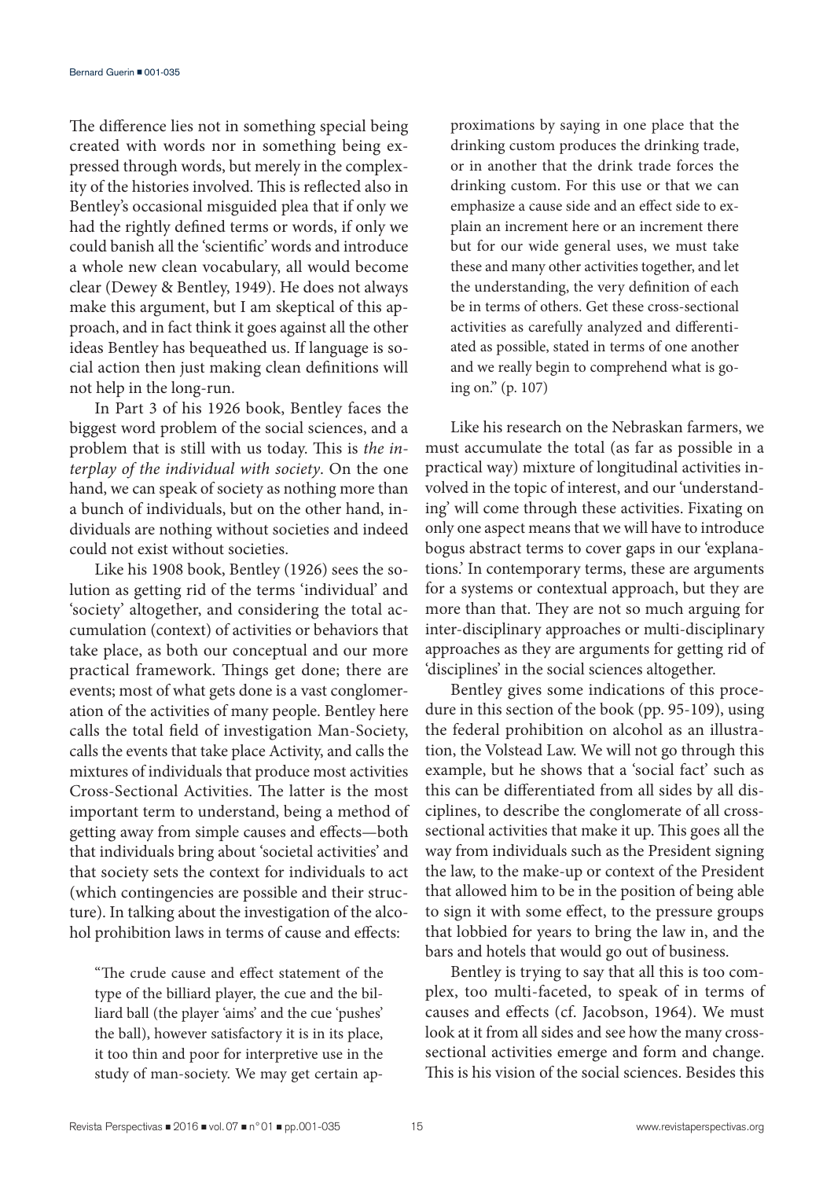The difference lies not in something special being created with words nor in something being expressed through words, but merely in the complexity of the histories involved. This is reflected also in Bentley's occasional misguided plea that if only we had the rightly defined terms or words, if only we could banish all the 'scientific' words and introduce a whole new clean vocabulary, all would become clear (Dewey & Bentley, 1949). He does not always make this argument, but I am skeptical of this approach, and in fact think it goes against all the other ideas Bentley has bequeathed us. If language is social action then just making clean definitions will not help in the long-run.

In Part 3 of his 1926 book, Bentley faces the biggest word problem of the social sciences, and a problem that is still with us today. This is *the interplay of the individual with society*. On the one hand, we can speak of society as nothing more than a bunch of individuals, but on the other hand, individuals are nothing without societies and indeed could not exist without societies.

Like his 1908 book, Bentley (1926) sees the solution as getting rid of the terms 'individual' and 'society' altogether, and considering the total accumulation (context) of activities or behaviors that take place, as both our conceptual and our more practical framework. Things get done; there are events; most of what gets done is a vast conglomeration of the activities of many people. Bentley here calls the total field of investigation Man-Society, calls the events that take place Activity, and calls the mixtures of individuals that produce most activities Cross-Sectional Activities. The latter is the most important term to understand, being a method of getting away from simple causes and effects—both that individuals bring about 'societal activities' and that society sets the context for individuals to act (which contingencies are possible and their structure). In talking about the investigation of the alcohol prohibition laws in terms of cause and effects:

> "The crude cause and effect statement of the type of the billiard player, the cue and the billiard ball (the player 'aims' and the cue 'pushes' the ball), however satisfactory it is in its place, it too thin and poor for interpretive use in the study of man-society. We may get certain approximations by saying in one place that the drinking custom produces the drinking trade, or in another that the drink trade forces the drinking custom. For this use or that we can emphasize a cause side and an effect side to explain an increment here or an increment there but for our wide general uses, we must take these and many other activities together, and let the understanding, the very definition of each be in terms of others. Get these cross-sectional activities as carefully analyzed and differentiated as possible, stated in terms of one another and we really begin to comprehend what is going on." (p. 107)

Like his research on the Nebraskan farmers, we must accumulate the total (as far as possible in a practical way) mixture of longitudinal activities involved in the topic of interest, and our 'understanding' will come through these activities. Fixating on only one aspect means that we will have to introduce bogus abstract terms to cover gaps in our 'explanations.' In contemporary terms, these are arguments for a systems or contextual approach, but they are more than that. They are not so much arguing for inter-disciplinary approaches or multi-disciplinary approaches as they are arguments for getting rid of 'disciplines' in the social sciences altogether.

Bentley gives some indications of this procedure in this section of the book (pp. 95-109), using the federal prohibition on alcohol as an illustration, the Volstead Law. We will not go through this example, but he shows that a 'social fact' such as this can be differentiated from all sides by all disciplines, to describe the conglomerate of all cross-sectional activities that make it up. This goes all the way from individuals such as the President signing the law, to the make-up or context of the President that allowed him to be in the position of being able to sign it with some effect, to the pressure groups that lobbied for years to bring the law in, and the bars and hotels that would go out of business.

Bentley is trying to say that all this is too complex, too multi-faceted, to speak of in terms of causes and effects (cf. Jacobson, 1964). We must look at it from all sides and see how the many cross-sectional activities emerge and form and change. This is his vision of the social sciences. Besides this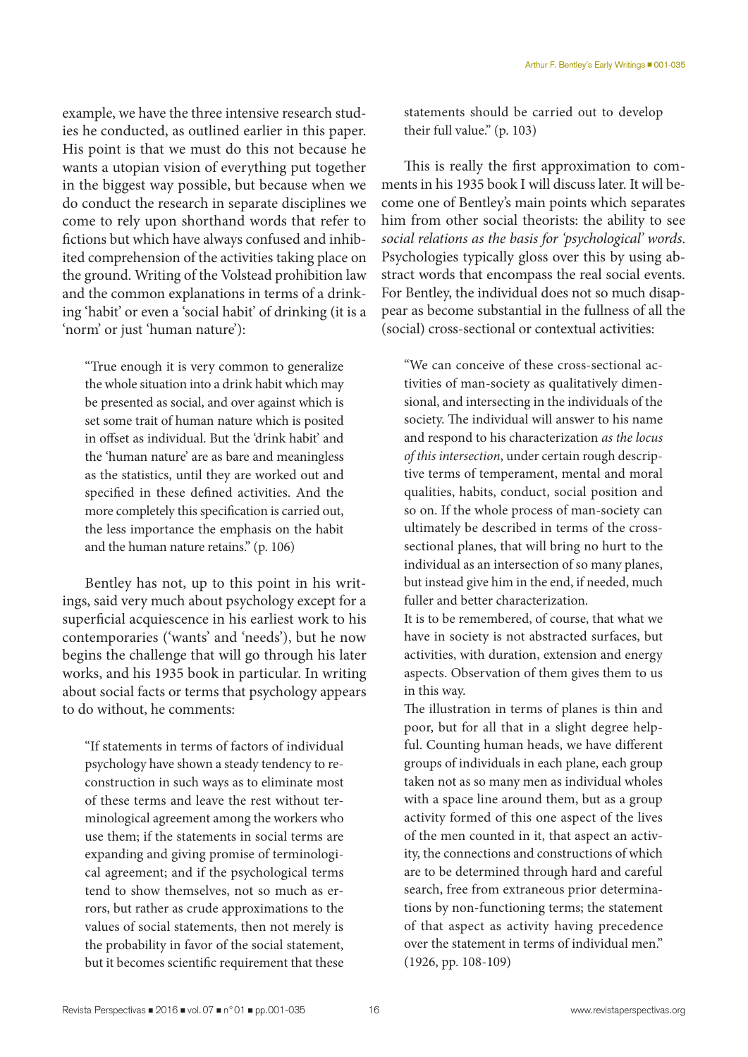example, we have the three intensive research studies he conducted, as outlined earlier in this paper. His point is that we must do this not because he wants a utopian vision of everything put together in the biggest way possible, but because when we do conduct the research in separate disciplines we come to rely upon shorthand words that refer to fictions but which have always confused and inhibited comprehension of the activities taking place on the ground. Writing of the Volstead prohibition law and the common explanations in terms of a drinking 'habit' or even a 'social habit' of drinking (it is a 'norm' or just 'human nature'):

> "True enough it is very common to generalize the whole situation into a drink habit which may be presented as social, and over against which is set some trait of human nature which is posited in offset as individual. But the 'drink habit' and the 'human nature' are as bare and meaningless as the statistics, until they are worked out and specified in these defined activities. And the more completely this specification is carried out, the less importance the emphasis on the habit and the human nature retains." (p. 106)

Bentley has not, up to this point in his writings, said very much about psychology except for a superficial acquiescence in his earliest work to his contemporaries ('wants' and 'needs'), but he now begins the challenge that will go through his later works, and his 1935 book in particular. In writing about social facts or terms that psychology appears to do without, he comments:

> "If statements in terms of factors of individual psychology have shown a steady tendency to reconstruction in such ways as to eliminate most of these terms and leave the rest without terminological agreement among the workers who use them; if the statements in social terms are expanding and giving promise of terminological agreement; and if the psychological terms tend to show themselves, not so much as errors, but rather as crude approximations to the values of social statements, then not merely is the probability in favor of the social statement, but it becomes scientific requirement that these statements should be carried out to develop their full value." (p. 103)

This is really the first approximation to comments in his 1935 book I will discuss later. It will become one of Bentley's main points which separates him from other social theorists: the ability to see *social relations as the basis for 'psychological' words*. Psychologies typically gloss over this by using abstract words that encompass the real social events. For Bentley, the individual does not so much disappear as become substantial in the fullness of all the (social) cross-sectional or contextual activities:

> "We can conceive of these cross-sectional activities of man-society as qualitatively dimensional, and intersecting in the individuals of the society. The individual will answer to his name and respond to his characterization *as the locus of this intersection*, under certain rough descriptive terms of temperament, mental and moral qualities, habits, conduct, social position and so on. If the whole process of man-society can ultimately be described in terms of the cross-sectional planes, that will bring no hurt to the individual as an intersection of so many planes, but instead give him in the end, if needed, much fuller and better characterization.
>
> It is to be remembered, of course, that what we have in society is not abstracted surfaces, but activities, with duration, extension and energy aspects. Observation of them gives them to us in this way.
>
> The illustration in terms of planes is thin and poor, but for all that in a slight degree helpful. Counting human heads, we have different groups of individuals in each plane, each group taken not as so many men as individual wholes with a space line around them, but as a group activity formed of this one aspect of the lives of the men counted in it, that aspect an activity, the connections and constructions of which are to be determined through hard and careful search, free from extraneous prior determinations by non-functioning terms; the statement of that aspect as activity having precedence over the statement in terms of individual men." (1926, pp. 108-109)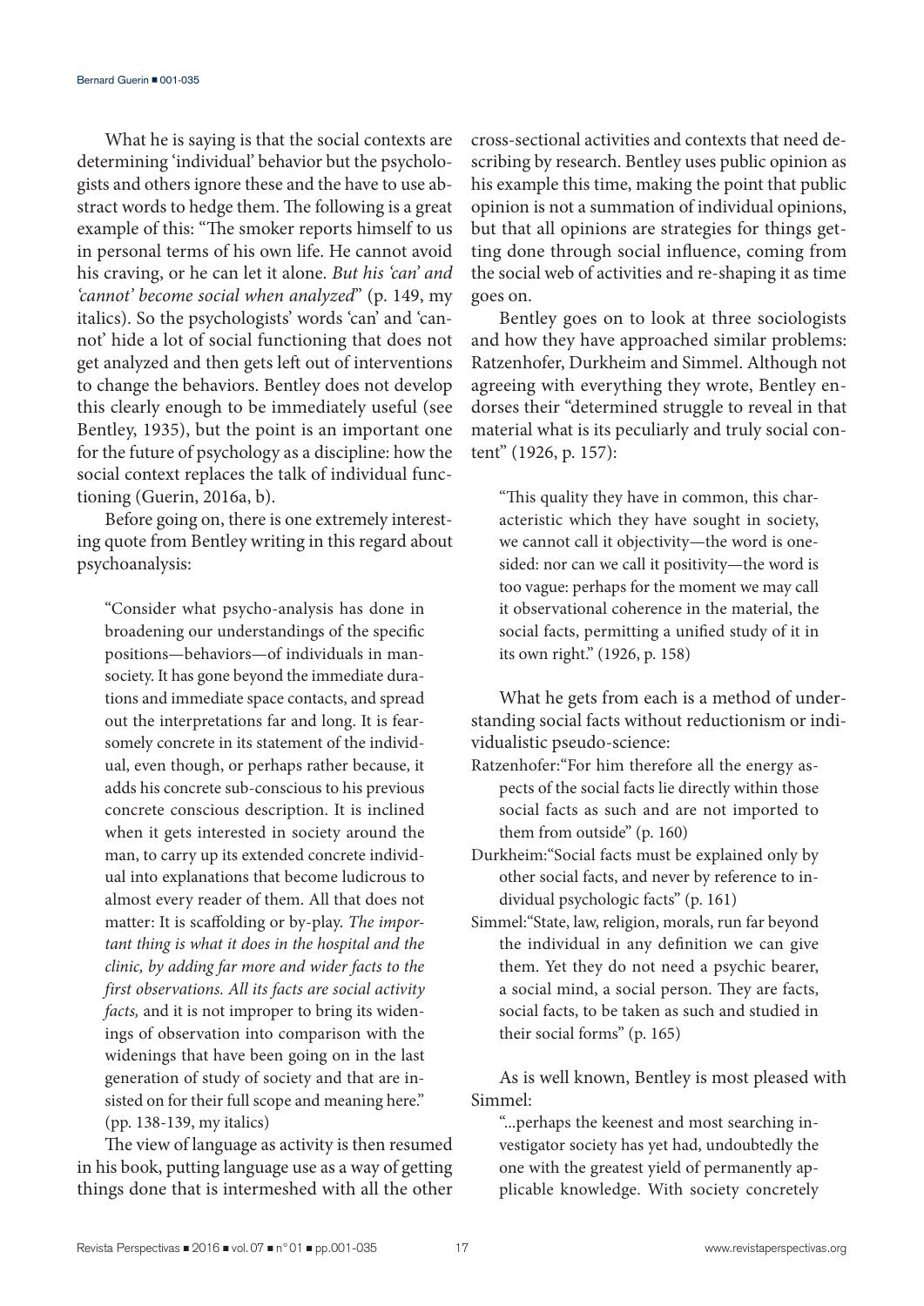What he is saying is that the social contexts are determining 'individual' behavior but the psychologists and others ignore these and the have to use abstract words to hedge them. The following is a great example of this: "The smoker reports himself to us in personal terms of his own life. He cannot avoid his craving, or he can let it alone. *But his 'can' and 'cannot' become social when analyzed*" (p. 149, my italics). So the psychologists' words 'can' and 'cannot' hide a lot of social functioning that does not get analyzed and then gets left out of interventions to change the behaviors. Bentley does not develop this clearly enough to be immediately useful (see Bentley, 1935), but the point is an important one for the future of psychology as a discipline: how the social context replaces the talk of individual functioning (Guerin, 2016a, b).

Before going on, there is one extremely interesting quote from Bentley writing in this regard about psychoanalysis:

> "Consider what psycho-analysis has done in broadening our understandings of the specific positions—behaviors—of individuals in man-society. It has gone beyond the immediate durations and immediate space contacts, and spread out the interpretations far and long. It is fearsomely concrete in its statement of the individual, even though, or perhaps rather because, it adds his concrete sub-conscious to his previous concrete conscious description. It is inclined when it gets interested in society around the man, to carry up its extended concrete individual into explanations that become ludicrous to almost every reader of them. All that does not matter: It is scaffolding or by-play. *The important thing is what it does in the hospital and the clinic, by adding far more and wider facts to the first observations. All its facts are social activity facts,* and it is not improper to bring its widenings of observation into comparison with the widenings that have been going on in the last generation of study of society and that are insisted on for their full scope and meaning here." (pp. 138-139, my italics)

The view of language as activity is then resumed in his book, putting language use as a way of getting things done that is intermeshed with all the other cross-sectional activities and contexts that need describing by research. Bentley uses public opinion as his example this time, making the point that public opinion is not a summation of individual opinions, but that all opinions are strategies for things getting done through social influence, coming from the social web of activities and re-shaping it as time goes on.

Bentley goes on to look at three sociologists and how they have approached similar problems: Ratzenhofer, Durkheim and Simmel. Although not agreeing with everything they wrote, Bentley endorses their "determined struggle to reveal in that material what is its peculiarly and truly social content" (1926, p. 157):

> "This quality they have in common, this characteristic which they have sought in society, we cannot call it objectivity—the word is one-sided: nor can we call it positivity—the word is too vague: perhaps for the moment we may call it observational coherence in the material, the social facts, permitting a unified study of it in its own right." (1926, p. 158)

What he gets from each is a method of understanding social facts without reductionism or individualistic pseudo-science:

Ratzenhofer: "For him therefore all the energy aspects of the social facts lie directly within those social facts as such and are not imported to them from outside" (p. 160)

Durkheim: "Social facts must be explained only by other social facts, and never by reference to individual psychologic facts" (p. 161)

Simmel: "State, law, religion, morals, run far beyond the individual in any definition we can give them. Yet they do not need a psychic bearer, a social mind, a social person. They are facts, social facts, to be taken as such and studied in their social forms" (p. 165)

As is well known, Bentley is most pleased with Simmel:

> "...perhaps the keenest and most searching investigator society has yet had, undoubtedly the one with the greatest yield of permanently applicable knowledge. With society concretely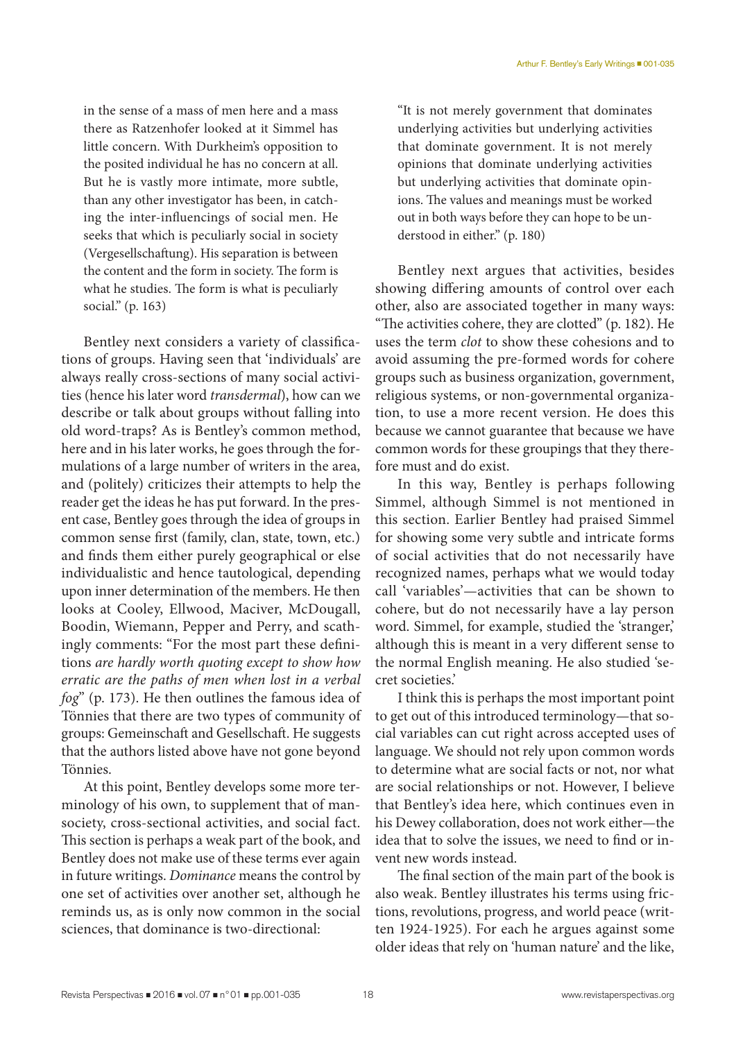in the sense of a mass of men here and a mass there as Ratzenhofer looked at it Simmel has little concern. With Durkheim's opposition to the posited individual he has no concern at all. But he is vastly more intimate, more subtle, than any other investigator has been, in catching the inter-influencings of social men. He seeks that which is peculiarly social in society (Vergesellschaftung). His separation is between the content and the form in society. The form is what he studies. The form is what is peculiarly social." (p. 163)

Bentley next considers a variety of classifications of groups. Having seen that 'individuals' are always really cross-sections of many social activities (hence his later word *transdermal*), how can we describe or talk about groups without falling into old word-traps? As is Bentley's common method, here and in his later works, he goes through the formulations of a large number of writers in the area, and (politely) criticizes their attempts to help the reader get the ideas he has put forward. In the present case, Bentley goes through the idea of groups in common sense first (family, clan, state, town, etc.) and finds them either purely geographical or else individualistic and hence tautological, depending upon inner determination of the members. He then looks at Cooley, Ellwood, Maciver, McDougall, Boodin, Wiemann, Pepper and Perry, and scathingly comments: "For the most part these definitions *are hardly worth quoting except to show how erratic are the paths of men when lost in a verbal fog*" (p. 173). He then outlines the famous idea of Tönnies that there are two types of community of groups: Gemeinschaft and Gesellschaft. He suggests that the authors listed above have not gone beyond Tönnies.

At this point, Bentley develops some more terminology of his own, to supplement that of man-society, cross-sectional activities, and social fact. This section is perhaps a weak part of the book, and Bentley does not make use of these terms ever again in future writings. *Dominance* means the control by one set of activities over another set, although he reminds us, as is only now common in the social sciences, that dominance is two-directional:

"It is not merely government that dominates underlying activities but underlying activities that dominate government. It is not merely opinions that dominate underlying activities but underlying activities that dominate opinions. The values and meanings must be worked out in both ways before they can hope to be understood in either." (p. 180)

Bentley next argues that activities, besides showing differing amounts of control over each other, also are associated together in many ways: "The activities cohere, they are clotted" (p. 182). He uses the term *clot* to show these cohesions and to avoid assuming the pre-formed words for cohere groups such as business organization, government, religious systems, or non-governmental organization, to use a more recent version. He does this because we cannot guarantee that because we have common words for these groupings that they therefore must and do exist.

In this way, Bentley is perhaps following Simmel, although Simmel is not mentioned in this section. Earlier Bentley had praised Simmel for showing some very subtle and intricate forms of social activities that do not necessarily have recognized names, perhaps what we would today call 'variables'—activities that can be shown to cohere, but do not necessarily have a lay person word. Simmel, for example, studied the 'stranger,' although this is meant in a very different sense to the normal English meaning. He also studied 'secret societies.'

I think this is perhaps the most important point to get out of this introduced terminology—that social variables can cut right across accepted uses of language. We should not rely upon common words to determine what are social facts or not, nor what are social relationships or not. However, I believe that Bentley's idea here, which continues even in his Dewey collaboration, does not work either—the idea that to solve the issues, we need to find or invent new words instead.

The final section of the main part of the book is also weak. Bentley illustrates his terms using frictions, revolutions, progress, and world peace (written 1924-1925). For each he argues against some older ideas that rely on 'human nature' and the like,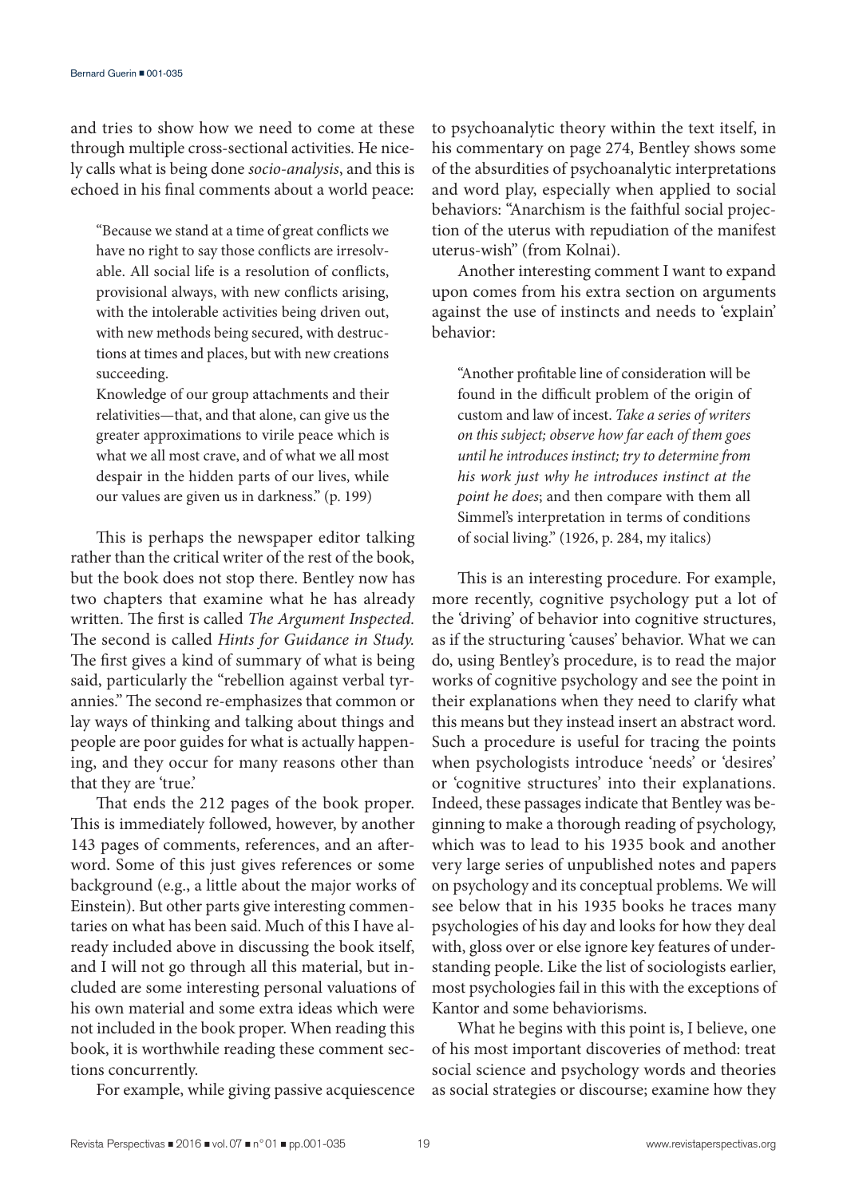and tries to show how we need to come at these through multiple cross-sectional activities. He nicely calls what is being done *socio-analysis*, and this is echoed in his final comments about a world peace:

> "Because we stand at a time of great conflicts we have no right to say those conflicts are irresolvable. All social life is a resolution of conflicts, provisional always, with new conflicts arising, with the intolerable activities being driven out, with new methods being secured, with destructions at times and places, but with new creations succeeding.
> Knowledge of our group attachments and their relativities—that, and that alone, can give us the greater approximations to virile peace which is what we all most crave, and of what we all most despair in the hidden parts of our lives, while our values are given us in darkness." (p. 199)

This is perhaps the newspaper editor talking rather than the critical writer of the rest of the book, but the book does not stop there. Bentley now has two chapters that examine what he has already written. The first is called *The Argument Inspected.* The second is called *Hints for Guidance in Study.* The first gives a kind of summary of what is being said, particularly the "rebellion against verbal tyrannies." The second re-emphasizes that common or lay ways of thinking and talking about things and people are poor guides for what is actually happening, and they occur for many reasons other than that they are 'true.'

That ends the 212 pages of the book proper. This is immediately followed, however, by another 143 pages of comments, references, and an afterword. Some of this just gives references or some background (e.g., a little about the major works of Einstein). But other parts give interesting commentaries on what has been said. Much of this I have already included above in discussing the book itself, and I will not go through all this material, but included are some interesting personal valuations of his own material and some extra ideas which were not included in the book proper. When reading this book, it is worthwhile reading these comment sections concurrently.

For example, while giving passive acquiescence to psychoanalytic theory within the text itself, in his commentary on page 274, Bentley shows some of the absurdities of psychoanalytic interpretations and word play, especially when applied to social behaviors: "Anarchism is the faithful social projection of the uterus with repudiation of the manifest uterus-wish" (from Kolnai).

Another interesting comment I want to expand upon comes from his extra section on arguments against the use of instincts and needs to 'explain' behavior:

> "Another profitable line of consideration will be found in the difficult problem of the origin of custom and law of incest. *Take a series of writers on this subject; observe how far each of them goes until he introduces instinct; try to determine from his work just why he introduces instinct at the point he does*; and then compare with them all Simmel's interpretation in terms of conditions of social living." (1926, p. 284, my italics)

This is an interesting procedure. For example, more recently, cognitive psychology put a lot of the 'driving' of behavior into cognitive structures, as if the structuring 'causes' behavior. What we can do, using Bentley's procedure, is to read the major works of cognitive psychology and see the point in their explanations when they need to clarify what this means but they instead insert an abstract word. Such a procedure is useful for tracing the points when psychologists introduce 'needs' or 'desires' or 'cognitive structures' into their explanations. Indeed, these passages indicate that Bentley was beginning to make a thorough reading of psychology, which was to lead to his 1935 book and another very large series of unpublished notes and papers on psychology and its conceptual problems. We will see below that in his 1935 books he traces many psychologies of his day and looks for how they deal with, gloss over or else ignore key features of understanding people. Like the list of sociologists earlier, most psychologies fail in this with the exceptions of Kantor and some behaviorisms.

What he begins with this point is, I believe, one of his most important discoveries of method: treat social science and psychology words and theories as social strategies or discourse; examine how they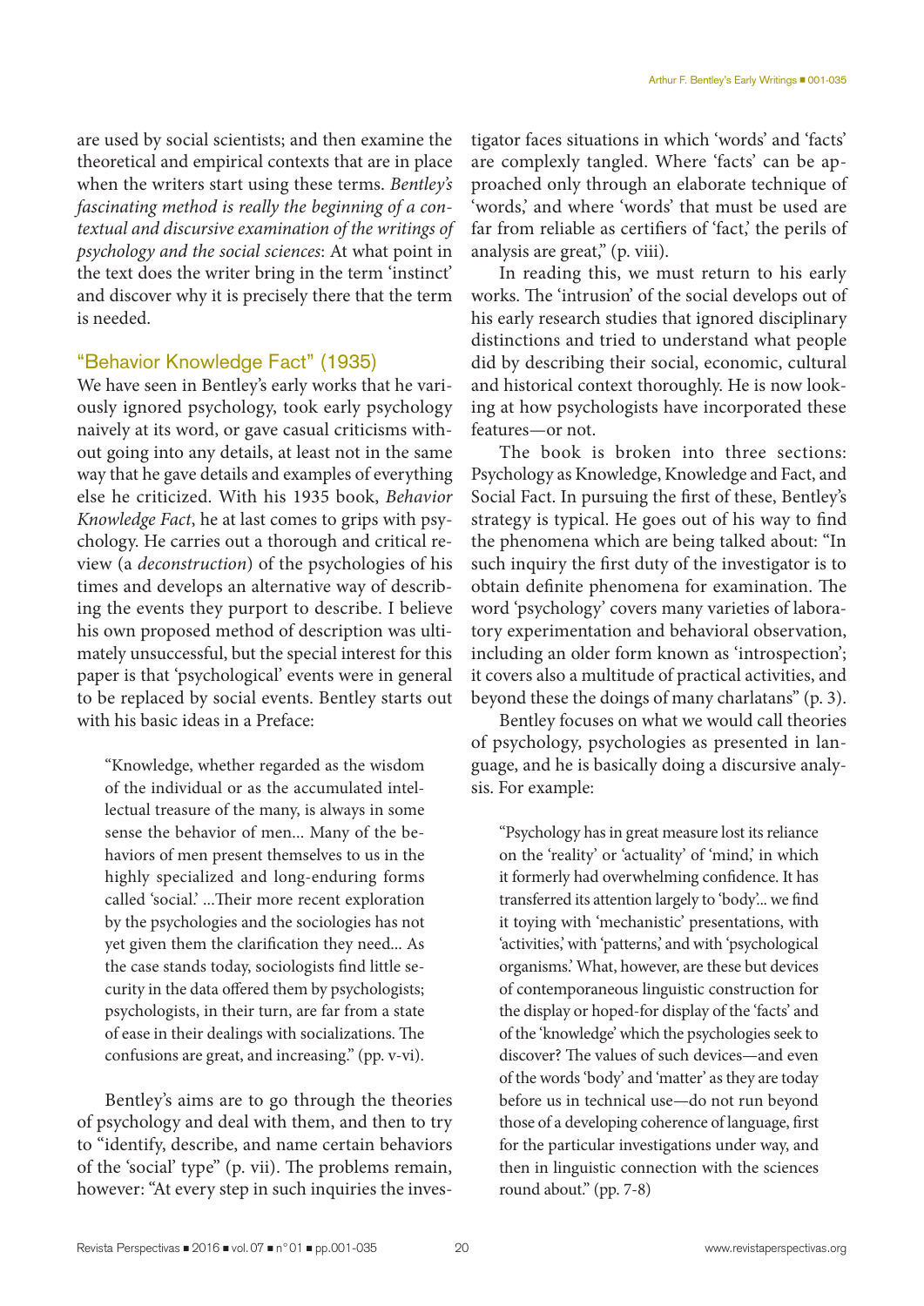are used by social scientists; and then examine the theoretical and empirical contexts that are in place when the writers start using these terms. *Bentley's fascinating method is really the beginning of a contextual and discursive examination of the writings of psychology and the social sciences*: At what point in the text does the writer bring in the term 'instinct' and discover why it is precisely there that the term is needed.

## "Behavior Knowledge Fact" (1935)

We have seen in Bentley's early works that he variously ignored psychology, took early psychology naively at its word, or gave casual criticisms without going into any details, at least not in the same way that he gave details and examples of everything else he criticized. With his 1935 book, *Behavior Knowledge Fact*, he at last comes to grips with psychology. He carries out a thorough and critical review (a *deconstruction*) of the psychologies of his times and develops an alternative way of describing the events they purport to describe. I believe his own proposed method of description was ultimately unsuccessful, but the special interest for this paper is that 'psychological' events were in general to be replaced by social events. Bentley starts out with his basic ideas in a Preface:

> "Knowledge, whether regarded as the wisdom of the individual or as the accumulated intellectual treasure of the many, is always in some sense the behavior of men... Many of the behaviors of men present themselves to us in the highly specialized and long-enduring forms called 'social.' ...Their more recent exploration by the psychologies and the sociologies has not yet given them the clarification they need... As the case stands today, sociologists find little security in the data offered them by psychologists; psychologists, in their turn, are far from a state of ease in their dealings with socializations. The confusions are great, and increasing." (pp. v-vi).

Bentley's aims are to go through the theories of psychology and deal with them, and then to try to "identify, describe, and name certain behaviors of the 'social' type" (p. vii). The problems remain, however: "At every step in such inquiries the investigator faces situations in which 'words' and 'facts' are complexly tangled. Where 'facts' can be approached only through an elaborate technique of 'words,' and where 'words' that must be used are far from reliable as certifiers of 'fact,' the perils of analysis are great," (p. viii).

In reading this, we must return to his early works. The 'intrusion' of the social develops out of his early research studies that ignored disciplinary distinctions and tried to understand what people did by describing their social, economic, cultural and historical context thoroughly. He is now looking at how psychologists have incorporated these features—or not.

The book is broken into three sections: Psychology as Knowledge, Knowledge and Fact, and Social Fact. In pursuing the first of these, Bentley's strategy is typical. He goes out of his way to find the phenomena which are being talked about: "In such inquiry the first duty of the investigator is to obtain definite phenomena for examination. The word 'psychology' covers many varieties of laboratory experimentation and behavioral observation, including an older form known as 'introspection'; it covers also a multitude of practical activities, and beyond these the doings of many charlatans" (p. 3).

Bentley focuses on what we would call theories of psychology, psychologies as presented in language, and he is basically doing a discursive analysis. For example:

> "Psychology has in great measure lost its reliance on the 'reality' or 'actuality' of 'mind,' in which it formerly had overwhelming confidence. It has transferred its attention largely to 'body'... we find it toying with 'mechanistic' presentations, with 'activities,' with 'patterns,' and with 'psychological organisms.' What, however, are these but devices of contemporaneous linguistic construction for the display or hoped-for display of the 'facts' and of the 'knowledge' which the psychologies seek to discover? The values of such devices—and even of the words 'body' and 'matter' as they are today before us in technical use—do not run beyond those of a developing coherence of language, first for the particular investigations under way, and then in linguistic connection with the sciences round about." (pp. 7-8)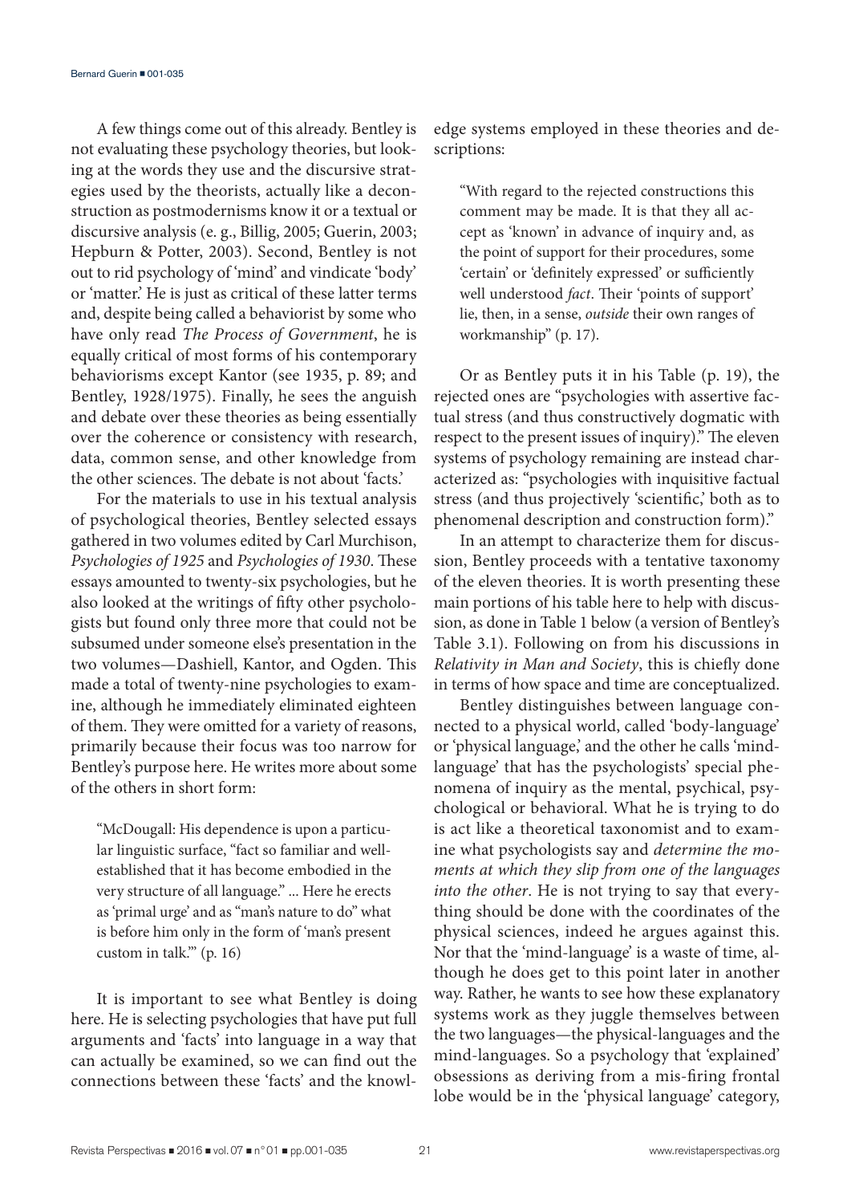A few things come out of this already. Bentley is not evaluating these psychology theories, but looking at the words they use and the discursive strategies used by the theorists, actually like a deconstruction as postmodernisms know it or a textual or discursive analysis (e. g., Billig, 2005; Guerin, 2003; Hepburn & Potter, 2003). Second, Bentley is not out to rid psychology of 'mind' and vindicate 'body' or 'matter.' He is just as critical of these latter terms and, despite being called a behaviorist by some who have only read *The Process of Government*, he is equally critical of most forms of his contemporary behaviorisms except Kantor (see 1935, p. 89; and Bentley, 1928/1975). Finally, he sees the anguish and debate over these theories as being essentially over the coherence or consistency with research, data, common sense, and other knowledge from the other sciences. The debate is not about 'facts.'

For the materials to use in his textual analysis of psychological theories, Bentley selected essays gathered in two volumes edited by Carl Murchison, *Psychologies of 1925* and *Psychologies of 1930*. These essays amounted to twenty-six psychologies, but he also looked at the writings of fifty other psychologists but found only three more that could not be subsumed under someone else's presentation in the two volumes—Dashiell, Kantor, and Ogden. This made a total of twenty-nine psychologies to examine, although he immediately eliminated eighteen of them. They were omitted for a variety of reasons, primarily because their focus was too narrow for Bentley's purpose here. He writes more about some of the others in short form:

> "McDougall: His dependence is upon a particular linguistic surface, "fact so familiar and well-established that it has become embodied in the very structure of all language." ... Here he erects as 'primal urge' and as "man's nature to do" what is before him only in the form of 'man's present custom in talk.'" (p. 16)

It is important to see what Bentley is doing here. He is selecting psychologies that have put full arguments and 'facts' into language in a way that can actually be examined, so we can find out the connections between these 'facts' and the knowledge systems employed in these theories and descriptions:

> "With regard to the rejected constructions this comment may be made. It is that they all accept as 'known' in advance of inquiry and, as the point of support for their procedures, some 'certain' or 'definitely expressed' or sufficiently well understood *fact*. Their 'points of support' lie, then, in a sense, *outside* their own ranges of workmanship" (p. 17).

Or as Bentley puts it in his Table (p. 19), the rejected ones are "psychologies with assertive factual stress (and thus constructively dogmatic with respect to the present issues of inquiry)." The eleven systems of psychology remaining are instead characterized as: "psychologies with inquisitive factual stress (and thus projectively 'scientific,' both as to phenomenal description and construction form)."

In an attempt to characterize them for discussion, Bentley proceeds with a tentative taxonomy of the eleven theories. It is worth presenting these main portions of his table here to help with discussion, as done in Table 1 below (a version of Bentley's Table 3.1). Following on from his discussions in *Relativity in Man and Society*, this is chiefly done in terms of how space and time are conceptualized.

Bentley distinguishes between language connected to a physical world, called 'body-language' or 'physical language,' and the other he calls 'mind-language' that has the psychologists' special phenomena of inquiry as the mental, psychical, psychological or behavioral. What he is trying to do is act like a theoretical taxonomist and to examine what psychologists say and *determine the moments at which they slip from one of the languages into the other*. He is not trying to say that everything should be done with the coordinates of the physical sciences, indeed he argues against this. Nor that the 'mind-language' is a waste of time, although he does get to this point later in another way. Rather, he wants to see how these explanatory systems work as they juggle themselves between the two languages—the physical-languages and the mind-languages. So a psychology that 'explained' obsessions as deriving from a mis-firing frontal lobe would be in the 'physical language' category,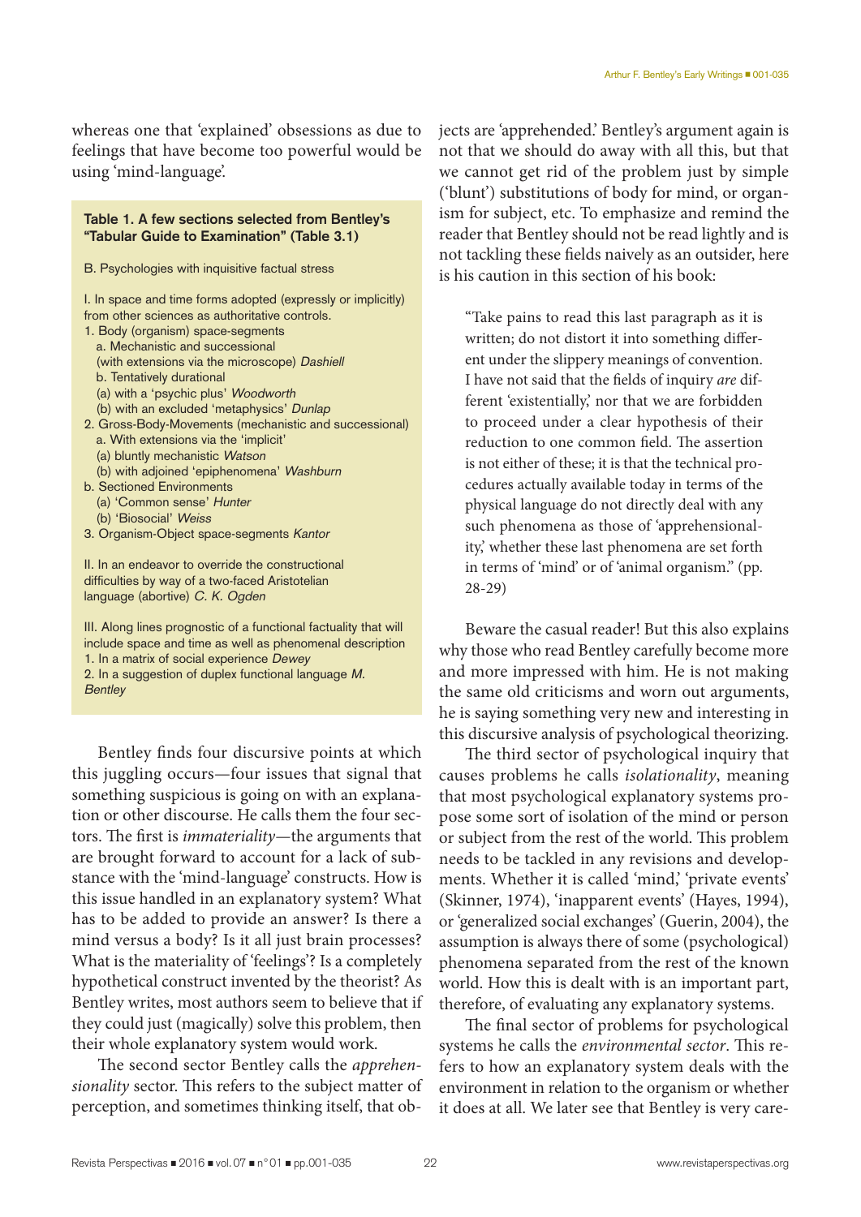whereas one that 'explained' obsessions as due to feelings that have become too powerful would be using 'mind-language'.

**Table 1. A few sections selected from Bentley's "Tabular Guide to Examination" (Table 3.1)**

B. Psychologies with inquisitive factual stress

I. In space and time forms adopted (expressly or implicitly) from other sciences as authoritative controls.

1. Body (organism) space-segments
   a. Mechanistic and successional
   (with extensions via the microscope) *Dashiell*
   b. Tentatively durational
   (a) with a 'psychic plus' *Woodworth*
   (b) with an excluded 'metaphysics' *Dunlap*
2. Gross-Body-Movements (mechanistic and successional)
   a. With extensions via the 'implicit'
   (a) bluntly mechanistic *Watson*
   (b) with adjoined 'epiphenomena' *Washburn*
   b. Sectioned Environments
   (a) 'Common sense' *Hunter*
   (b) 'Biosocial' *Weiss*
3. Organism-Object space-segments *Kantor*

II. In an endeavor to override the constructional difficulties by way of a two-faced Aristotelian language (abortive) *C. K. Ogden*

III. Along lines prognostic of a functional factuality that will include space and time as well as phenomenal description

1. In a matrix of social experience *Dewey*
2. In a suggestion of duplex functional language *M. Bentley*

Bentley finds four discursive points at which this juggling occurs—four issues that signal that something suspicious is going on with an explanation or other discourse. He calls them the four sectors. The first is *immateriality*—the arguments that are brought forward to account for a lack of substance with the 'mind-language' constructs. How is this issue handled in an explanatory system? What has to be added to provide an answer? Is there a mind versus a body? Is it all just brain processes? What is the materiality of 'feelings'? Is a completely hypothetical construct invented by the theorist? As Bentley writes, most authors seem to believe that if they could just (magically) solve this problem, then their whole explanatory system would work.

The second sector Bentley calls the *apprehensionality* sector. This refers to the subject matter of perception, and sometimes thinking itself, that objects are 'apprehended.' Bentley's argument again is not that we should do away with all this, but that we cannot get rid of the problem just by simple ('blunt') substitutions of body for mind, or organism for subject, etc. To emphasize and remind the reader that Bentley should not be read lightly and is not tackling these fields naively as an outsider, here is his caution in this section of his book:

> "Take pains to read this last paragraph as it is written; do not distort it into something different under the slippery meanings of convention. I have not said that the fields of inquiry *are* different 'existentially,' nor that we are forbidden to proceed under a clear hypothesis of their reduction to one common field. The assertion is not either of these; it is that the technical procedures actually available today in terms of the physical language do not directly deal with any such phenomena as those of 'apprehensionality,' whether these last phenomena are set forth in terms of 'mind' or of 'animal organism." (pp. 28-29)

Beware the casual reader! But this also explains why those who read Bentley carefully become more and more impressed with him. He is not making the same old criticisms and worn out arguments, he is saying something very new and interesting in this discursive analysis of psychological theorizing.

The third sector of psychological inquiry that causes problems he calls *isolationality*, meaning that most psychological explanatory systems propose some sort of isolation of the mind or person or subject from the rest of the world. This problem needs to be tackled in any revisions and developments. Whether it is called 'mind,' 'private events' (Skinner, 1974), 'inapparent events' (Hayes, 1994), or 'generalized social exchanges' (Guerin, 2004), the assumption is always there of some (psychological) phenomena separated from the rest of the known world. How this is dealt with is an important part, therefore, of evaluating any explanatory systems.

The final sector of problems for psychological systems he calls the *environmental sector*. This refers to how an explanatory system deals with the environment in relation to the organism or whether it does at all. We later see that Bentley is very care-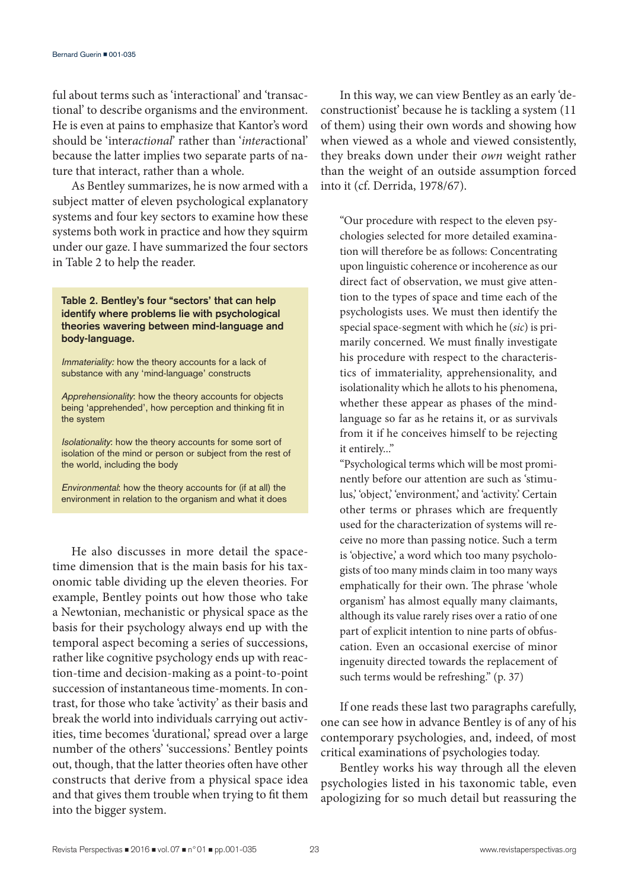ful about terms such as 'interactional' and 'transactional' to describe organisms and the environment. He is even at pains to emphasize that Kantor's word should be 'inter*actional*' rather than '*inter*actional' because the latter implies two separate parts of nature that interact, rather than a whole.

As Bentley summarizes, he is now armed with a subject matter of eleven psychological explanatory systems and four key sectors to examine how these systems both work in practice and how they squirm under our gaze. I have summarized the four sectors in Table 2 to help the reader.

**Table 2. Bentley's four "sectors" that can help identify where problems lie with psychological theories wavering between mind-language and body-language.**

*Immateriality:* how the theory accounts for a lack of substance with any 'mind-language' constructs

*Apprehensionality*: how the theory accounts for objects being 'apprehended', how perception and thinking fit in the system

*Isolationality*: how the theory accounts for some sort of isolation of the mind or person or subject from the rest of the world, including the body

*Environmental*: how the theory accounts for (if at all) the environment in relation to the organism and what it does

He also discusses in more detail the space-time dimension that is the main basis for his taxonomic table dividing up the eleven theories. For example, Bentley points out how those who take a Newtonian, mechanistic or physical space as the basis for their psychology always end up with the temporal aspect becoming a series of successions, rather like cognitive psychology ends up with reaction-time and decision-making as a point-to-point succession of instantaneous time-moments. In contrast, for those who take 'activity' as their basis and break the world into individuals carrying out activities, time becomes 'durational,' spread over a large number of the others' 'successions.' Bentley points out, though, that the latter theories often have other constructs that derive from a physical space idea and that gives them trouble when trying to fit them into the bigger system.

In this way, we can view Bentley as an early 'deconstructionist' because he is tackling a system (11 of them) using their own words and showing how when viewed as a whole and viewed consistently, they breaks down under their *own* weight rather than the weight of an outside assumption forced into it (cf. Derrida, 1978/67).

> "Our procedure with respect to the eleven psychologies selected for more detailed examination will therefore be as follows: Concentrating upon linguistic coherence or incoherence as our direct fact of observation, we must give attention to the types of space and time each of the psychologists uses. We must then identify the special space-segment with which he (*sic*) is primarily concerned. We must finally investigate his procedure with respect to the characteristics of immateriality, apprehensionality, and isolationality which he allots to his phenomena, whether these appear as phases of the mind-language so far as he retains it, or as survivals from it if he conceives himself to be rejecting it entirely..."
>
> "Psychological terms which will be most prominently before our attention are such as 'stimulus,' 'object,' 'environment,' and 'activity.' Certain other terms or phrases which are frequently used for the characterization of systems will receive no more than passing notice. Such a term is 'objective,' a word which too many psychologists of too many minds claim in too many ways emphatically for their own. The phrase 'whole organism' has almost equally many claimants, although its value rarely rises over a ratio of one part of explicit intention to nine parts of obfuscation. Even an occasional exercise of minor ingenuity directed towards the replacement of such terms would be refreshing." (p. 37)

If one reads these last two paragraphs carefully, one can see how in advance Bentley is of any of his contemporary psychologies, and, indeed, of most critical examinations of psychologies today.

Bentley works his way through all the eleven psychologies listed in his taxonomic table, even apologizing for so much detail but reassuring the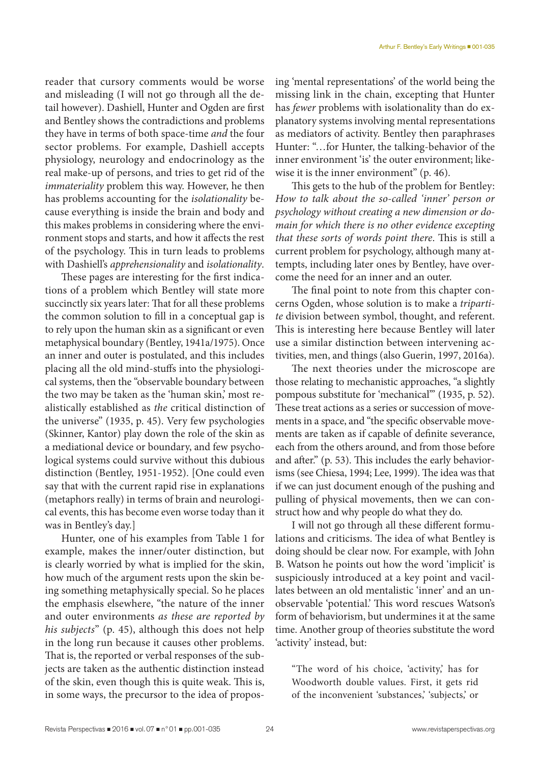reader that cursory comments would be worse and misleading (I will not go through all the detail however). Dashiell, Hunter and Ogden are first and Bentley shows the contradictions and problems they have in terms of both space-time *and* the four sector problems. For example, Dashiell accepts physiology, neurology and endocrinology as the real make-up of persons, and tries to get rid of the *immateriality* problem this way. However, he then has problems accounting for the *isolationality* because everything is inside the brain and body and this makes problems in considering where the environment stops and starts, and how it affects the rest of the psychology. This in turn leads to problems with Dashiell's *apprehensionality* and *isolationality*.

These pages are interesting for the first indications of a problem which Bentley will state more succinctly six years later: That for all these problems the common solution to fill in a conceptual gap is to rely upon the human skin as a significant or even metaphysical boundary (Bentley, 1941a/1975). Once an inner and outer is postulated, and this includes placing all the old mind-stuffs into the physiological systems, then the "observable boundary between the two may be taken as the 'human skin,' most realistically established as *the* critical distinction of the universe" (1935, p. 45). Very few psychologies (Skinner, Kantor) play down the role of the skin as a mediational device or boundary, and few psychological systems could survive without this dubious distinction (Bentley, 1951-1952). [One could even say that with the current rapid rise in explanations (metaphors really) in terms of brain and neurological events, this has become even worse today than it was in Bentley's day.]

Hunter, one of his examples from Table 1 for example, makes the inner/outer distinction, but is clearly worried by what is implied for the skin, how much of the argument rests upon the skin being something metaphysically special. So he places the emphasis elsewhere, "the nature of the inner and outer environments *as these are reported by his subjects*" (p. 45), although this does not help in the long run because it causes other problems. That is, the reported or verbal responses of the subjects are taken as the authentic distinction instead of the skin, even though this is quite weak. This is, in some ways, the precursor to the idea of proposing 'mental representations' of the world being the missing link in the chain, excepting that Hunter has *fewer* problems with isolationality than do explanatory systems involving mental representations as mediators of activity. Bentley then paraphrases Hunter: "…for Hunter, the talking-behavior of the inner environment 'is' the outer environment; likewise it is the inner environment" (p. 46).

This gets to the hub of the problem for Bentley: *How to talk about the so-called 'inner' person or psychology without creating a new dimension or domain for which there is no other evidence excepting that these sorts of words point there*. This is still a current problem for psychology, although many attempts, including later ones by Bentley, have overcome the need for an inner and an outer.

The final point to note from this chapter concerns Ogden, whose solution is to make a *tripartite* division between symbol, thought, and referent. This is interesting here because Bentley will later use a similar distinction between intervening activities, men, and things (also Guerin, 1997, 2016a).

The next theories under the microscope are those relating to mechanistic approaches, "a slightly pompous substitute for 'mechanical'" (1935, p. 52). These treat actions as a series or succession of movements in a space, and "the specific observable movements are taken as if capable of definite severance, each from the others around, and from those before and after." (p. 53). This includes the early behaviorisms (see Chiesa, 1994; Lee, 1999). The idea was that if we can just document enough of the pushing and pulling of physical movements, then we can construct how and why people do what they do.

I will not go through all these different formulations and criticisms. The idea of what Bentley is doing should be clear now. For example, with John B. Watson he points out how the word 'implicit' is suspiciously introduced at a key point and vacillates between an old mentalistic 'inner' and an unobservable 'potential.' This word rescues Watson's form of behaviorism, but undermines it at the same time. Another group of theories substitute the word 'activity' instead, but:

> "The word of his choice, 'activity,' has for Woodworth double values. First, it gets rid of the inconvenient 'substances,' 'subjects,' or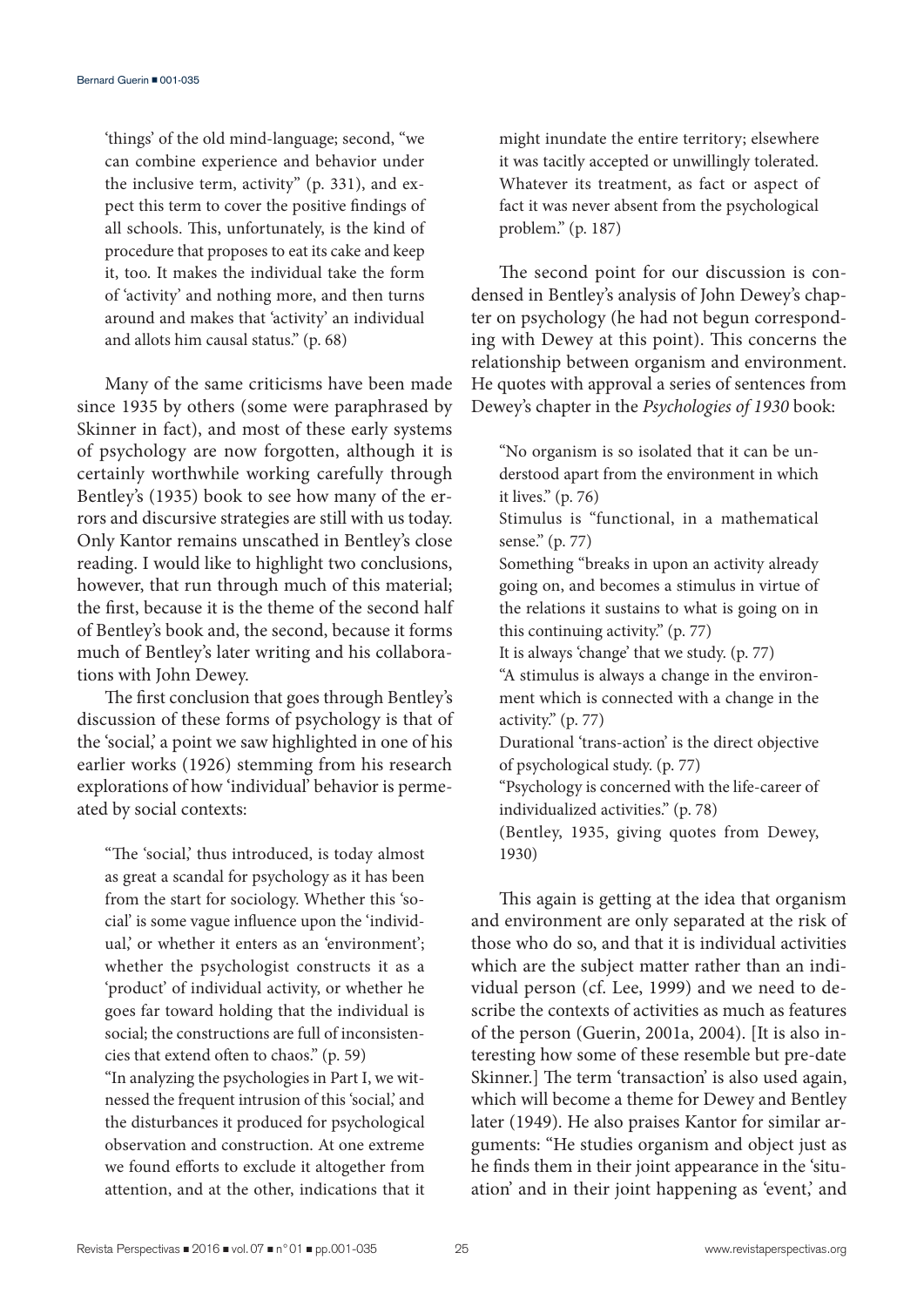'things' of the old mind-language; second, "we can combine experience and behavior under the inclusive term, activity" (p. 331), and expect this term to cover the positive findings of all schools. This, unfortunately, is the kind of procedure that proposes to eat its cake and keep it, too. It makes the individual take the form of 'activity' and nothing more, and then turns around and makes that 'activity' an individual and allots him causal status." (p. 68)

Many of the same criticisms have been made since 1935 by others (some were paraphrased by Skinner in fact), and most of these early systems of psychology are now forgotten, although it is certainly worthwhile working carefully through Bentley's (1935) book to see how many of the errors and discursive strategies are still with us today. Only Kantor remains unscathed in Bentley's close reading. I would like to highlight two conclusions, however, that run through much of this material; the first, because it is the theme of the second half of Bentley's book and, the second, because it forms much of Bentley's later writing and his collaborations with John Dewey.

The first conclusion that goes through Bentley's discussion of these forms of psychology is that of the 'social,' a point we saw highlighted in one of his earlier works (1926) stemming from his research explorations of how 'individual' behavior is permeated by social contexts:

> "The 'social,' thus introduced, is today almost as great a scandal for psychology as it has been from the start for sociology. Whether this 'social' is some vague influence upon the 'individual,' or whether it enters as an 'environment'; whether the psychologist constructs it as a 'product' of individual activity, or whether he goes far toward holding that the individual is social; the constructions are full of inconsistencies that extend often to chaos." (p. 59)
>
> "In analyzing the psychologies in Part I, we witnessed the frequent intrusion of this 'social,' and the disturbances it produced for psychological observation and construction. At one extreme we found efforts to exclude it altogether from attention, and at the other, indications that it might inundate the entire territory; elsewhere it was tacitly accepted or unwillingly tolerated. Whatever its treatment, as fact or aspect of fact it was never absent from the psychological problem." (p. 187)

The second point for our discussion is condensed in Bentley's analysis of John Dewey's chapter on psychology (he had not begun corresponding with Dewey at this point). This concerns the relationship between organism and environment. He quotes with approval a series of sentences from Dewey's chapter in the *Psychologies of 1930* book:

> "No organism is so isolated that it can be understood apart from the environment in which it lives." (p. 76)
>
> Stimulus is "functional, in a mathematical sense." (p. 77)
>
> Something "breaks in upon an activity already going on, and becomes a stimulus in virtue of the relations it sustains to what is going on in this continuing activity." (p. 77)
>
> It is always 'change' that we study. (p. 77)
>
> "A stimulus is always a change in the environment which is connected with a change in the activity." (p. 77)
>
> Durational 'trans-action' is the direct objective of psychological study. (p. 77)
>
> "Psychology is concerned with the life-career of individualized activities." (p. 78)
>
> (Bentley, 1935, giving quotes from Dewey, 1930)

This again is getting at the idea that organism and environment are only separated at the risk of those who do so, and that it is individual activities which are the subject matter rather than an individual person (cf. Lee, 1999) and we need to describe the contexts of activities as much as features of the person (Guerin, 2001a, 2004). [It is also interesting how some of these resemble but pre-date Skinner.] The term 'transaction' is also used again, which will become a theme for Dewey and Bentley later (1949). He also praises Kantor for similar arguments: "He studies organism and object just as he finds them in their joint appearance in the 'situation' and in their joint happening as 'event,' and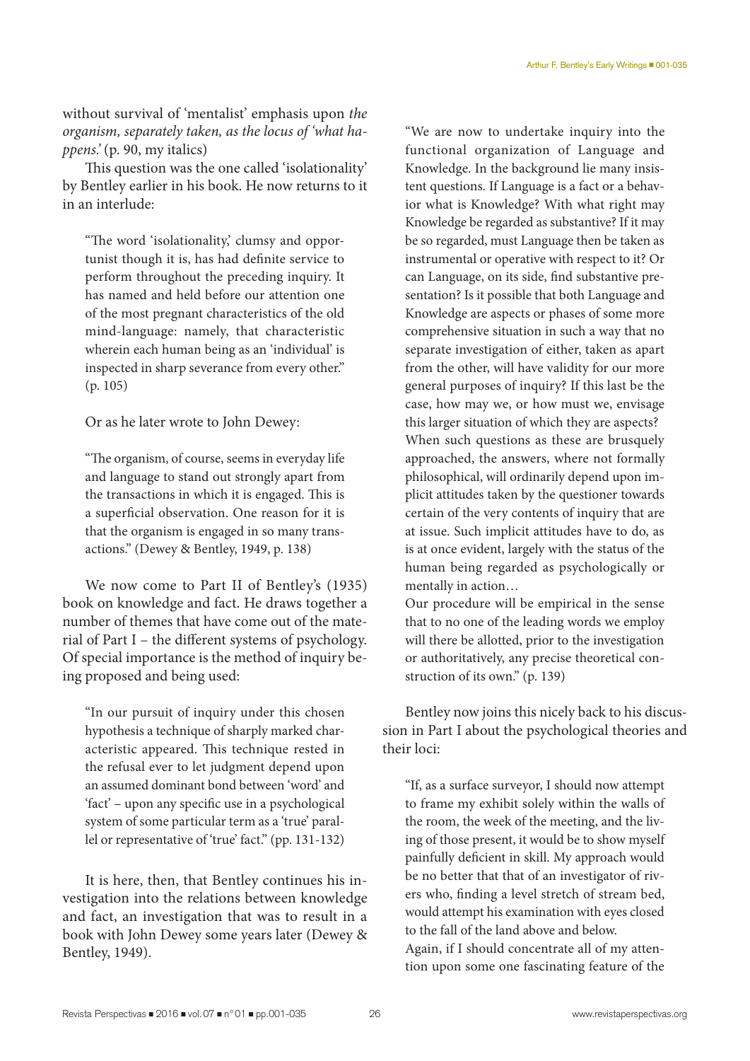without survival of 'mentalist' emphasis upon *the organism, separately taken, as the locus of 'what happens.'* (p. 90, my italics)

This question was the one called 'isolationality' by Bentley earlier in his book. He now returns to it in an interlude:

> "The word 'isolationality,' clumsy and opportunist though it is, has had definite service to perform throughout the preceding inquiry. It has named and held before our attention one of the most pregnant characteristics of the old mind-language: namely, that characteristic wherein each human being as an 'individual' is inspected in sharp severance from every other." (p. 105)

Or as he later wrote to John Dewey:

> "The organism, of course, seems in everyday life and language to stand out strongly apart from the transactions in which it is engaged. This is a superficial observation. One reason for it is that the organism is engaged in so many transactions." (Dewey & Bentley, 1949, p. 138)

We now come to Part II of Bentley's (1935) book on knowledge and fact. He draws together a number of themes that have come out of the material of Part I – the different systems of psychology. Of special importance is the method of inquiry being proposed and being used:

> "In our pursuit of inquiry under this chosen hypothesis a technique of sharply marked characteristic appeared. This technique rested in the refusal ever to let judgment depend upon an assumed dominant bond between 'word' and 'fact' – upon any specific use in a psychological system of some particular term as a 'true' parallel or representative of 'true' fact." (pp. 131-132)

It is here, then, that Bentley continues his investigation into the relations between knowledge and fact, an investigation that was to result in a book with John Dewey some years later (Dewey & Bentley, 1949).

> "We are now to undertake inquiry into the functional organization of Language and Knowledge. In the background lie many insistent questions. If Language is a fact or a behavior what is Knowledge? With what right may Knowledge be regarded as substantive? If it may be so regarded, must Language then be taken as instrumental or operative with respect to it? Or can Language, on its side, find substantive presentation? Is it possible that both Language and Knowledge are aspects or phases of some more comprehensive situation in such a way that no separate investigation of either, taken as apart from the other, will have validity for our more general purposes of inquiry? If this last be the case, how may we, or how must we, envisage this larger situation of which they are aspects?
> When such questions as these are brusquely approached, the answers, where not formally philosophical, will ordinarily depend upon implicit attitudes taken by the questioner towards certain of the very contents of inquiry that are at issue. Such implicit attitudes have to do, as is at once evident, largely with the status of the human being regarded as psychologically or mentally in action…
> Our procedure will be empirical in the sense that to no one of the leading words we employ will there be allotted, prior to the investigation or authoritatively, any precise theoretical construction of its own." (p. 139)

Bentley now joins this nicely back to his discussion in Part I about the psychological theories and their loci:

> "If, as a surface surveyor, I should now attempt to frame my exhibit solely within the walls of the room, the week of the meeting, and the living of those present, it would be to show myself painfully deficient in skill. My approach would be no better that that of an investigator of rivers who, finding a level stretch of stream bed, would attempt his examination with eyes closed to the fall of the land above and below.
> Again, if I should concentrate all of my attention upon some one fascinating feature of the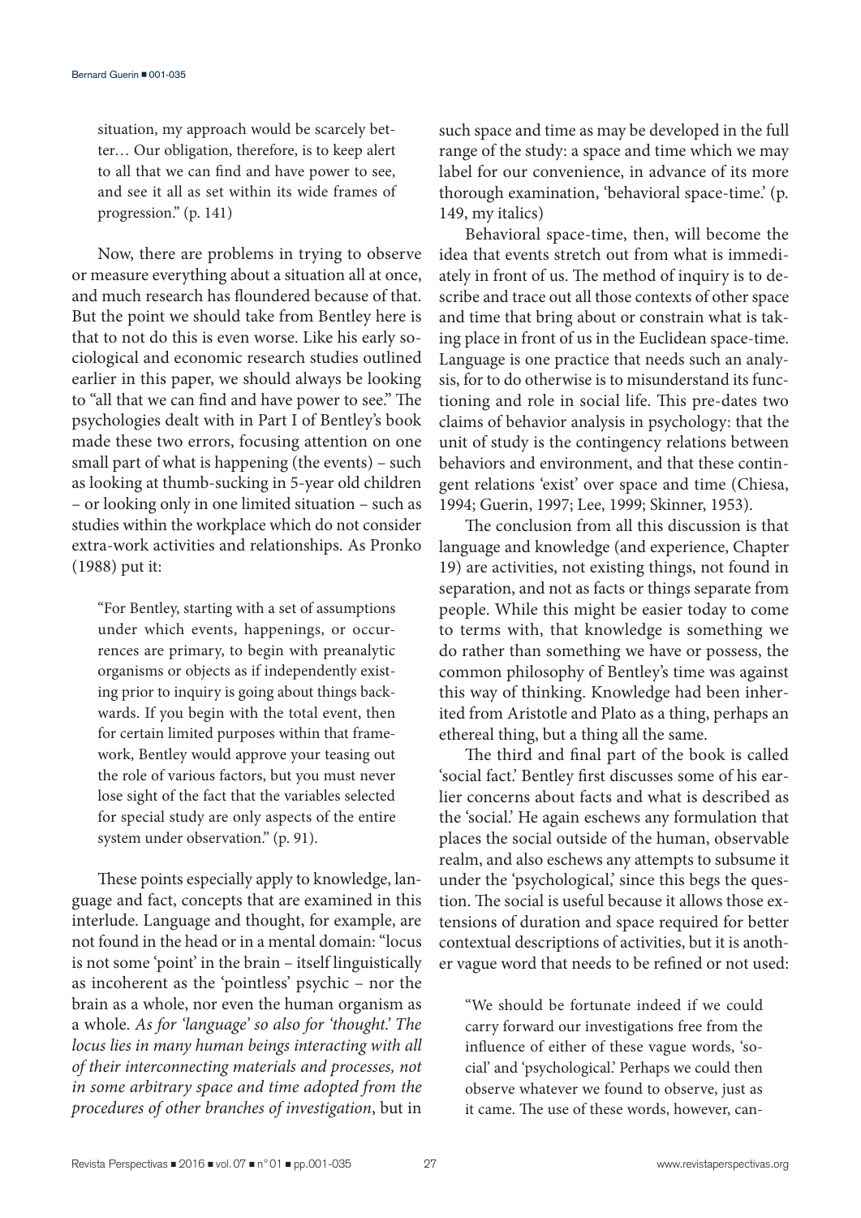situation, my approach would be scarcely better… Our obligation, therefore, is to keep alert to all that we can find and have power to see, and see it all as set within its wide frames of progression." (p. 141)

Now, there are problems in trying to observe or measure everything about a situation all at once, and much research has floundered because of that. But the point we should take from Bentley here is that to not do this is even worse. Like his early sociological and economic research studies outlined earlier in this paper, we should always be looking to "all that we can find and have power to see." The psychologies dealt with in Part I of Bentley's book made these two errors, focusing attention on one small part of what is happening (the events) – such as looking at thumb-sucking in 5-year old children – or looking only in one limited situation – such as studies within the workplace which do not consider extra-work activities and relationships. As Pronko (1988) put it:

> "For Bentley, starting with a set of assumptions under which events, happenings, or occurrences are primary, to begin with preanalytic organisms or objects as if independently existing prior to inquiry is going about things backwards. If you begin with the total event, then for certain limited purposes within that framework, Bentley would approve your teasing out the role of various factors, but you must never lose sight of the fact that the variables selected for special study are only aspects of the entire system under observation." (p. 91).

These points especially apply to knowledge, language and fact, concepts that are examined in this interlude. Language and thought, for example, are not found in the head or in a mental domain: "locus is not some 'point' in the brain – itself linguistically as incoherent as the 'pointless' psychic – nor the brain as a whole, nor even the human organism as a whole. *As for 'language' so also for 'thought.' The locus lies in many human beings interacting with all of their interconnecting materials and processes, not in some arbitrary space and time adopted from the procedures of other branches of investigation*, but in such space and time as may be developed in the full range of the study: a space and time which we may label for our convenience, in advance of its more thorough examination, 'behavioral space-time.' (p. 149, my italics)

Behavioral space-time, then, will become the idea that events stretch out from what is immediately in front of us. The method of inquiry is to describe and trace out all those contexts of other space and time that bring about or constrain what is taking place in front of us in the Euclidean space-time. Language is one practice that needs such an analysis, for to do otherwise is to misunderstand its functioning and role in social life. This pre-dates two claims of behavior analysis in psychology: that the unit of study is the contingency relations between behaviors and environment, and that these contingent relations 'exist' over space and time (Chiesa, 1994; Guerin, 1997; Lee, 1999; Skinner, 1953).

The conclusion from all this discussion is that language and knowledge (and experience, Chapter 19) are activities, not existing things, not found in separation, and not as facts or things separate from people. While this might be easier today to come to terms with, that knowledge is something we do rather than something we have or possess, the common philosophy of Bentley's time was against this way of thinking. Knowledge had been inherited from Aristotle and Plato as a thing, perhaps an ethereal thing, but a thing all the same.

The third and final part of the book is called 'social fact.' Bentley first discusses some of his earlier concerns about facts and what is described as the 'social.' He again eschews any formulation that places the social outside of the human, observable realm, and also eschews any attempts to subsume it under the 'psychological,' since this begs the question. The social is useful because it allows those extensions of duration and space required for better contextual descriptions of activities, but it is another vague word that needs to be refined or not used:

> "We should be fortunate indeed if we could carry forward our investigations free from the influence of either of these vague words, 'social' and 'psychological.' Perhaps we could then observe whatever we found to observe, just as it came. The use of these words, however, can-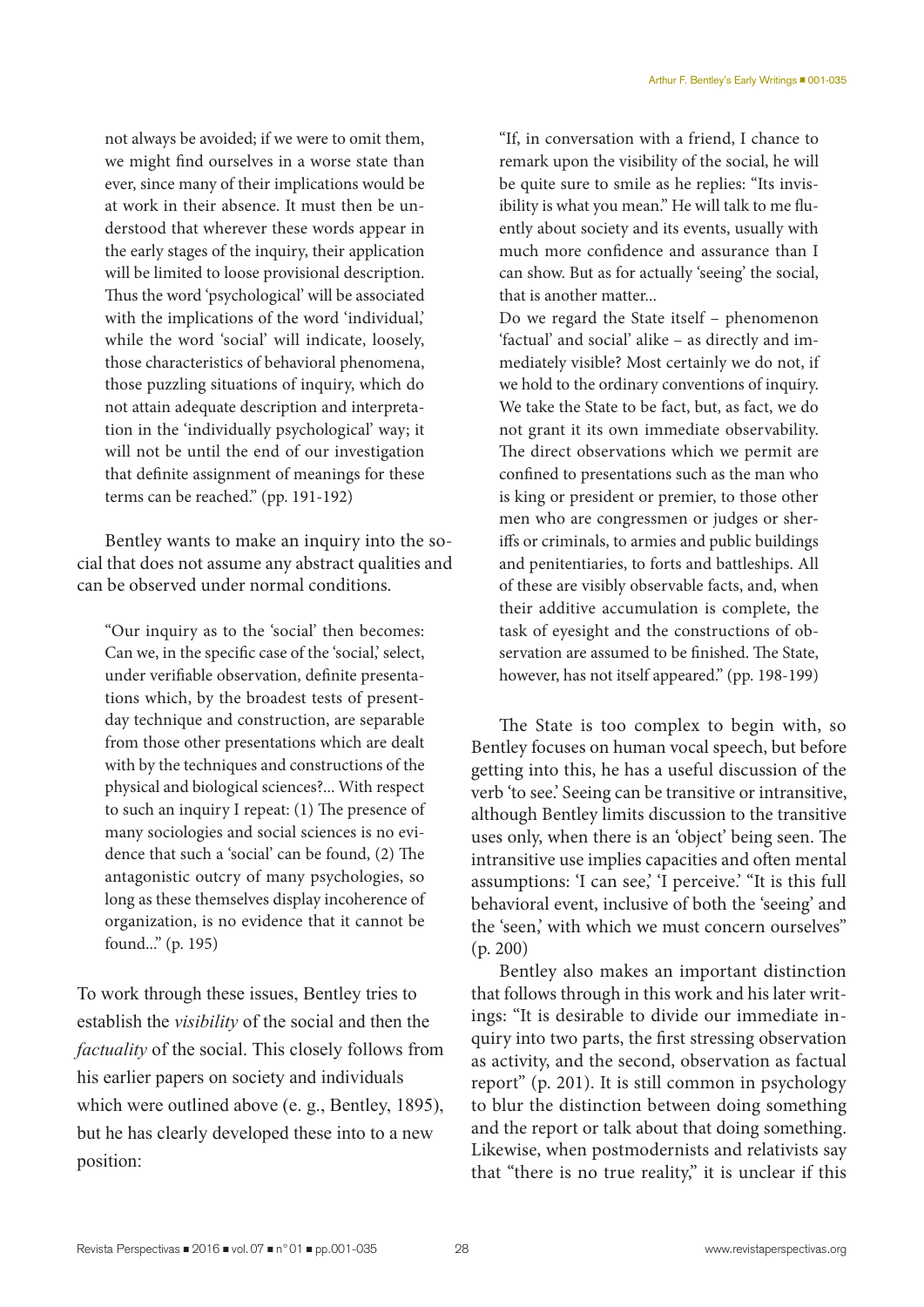not always be avoided; if we were to omit them, we might find ourselves in a worse state than ever, since many of their implications would be at work in their absence. It must then be understood that wherever these words appear in the early stages of the inquiry, their application will be limited to loose provisional description. Thus the word 'psychological' will be associated with the implications of the word 'individual,' while the word 'social' will indicate, loosely, those characteristics of behavioral phenomena, those puzzling situations of inquiry, which do not attain adequate description and interpretation in the 'individually psychological' way; it will not be until the end of our investigation that definite assignment of meanings for these terms can be reached." (pp. 191-192)

Bentley wants to make an inquiry into the social that does not assume any abstract qualities and can be observed under normal conditions.

> "Our inquiry as to the 'social' then becomes: Can we, in the specific case of the 'social,' select, under verifiable observation, definite presentations which, by the broadest tests of present-day technique and construction, are separable from those other presentations which are dealt with by the techniques and constructions of the physical and biological sciences?... With respect to such an inquiry I repeat: (1) The presence of many sociologies and social sciences is no evidence that such a 'social' can be found, (2) The antagonistic outcry of many psychologies, so long as these themselves display incoherence of organization, is no evidence that it cannot be found..." (p. 195)

To work through these issues, Bentley tries to establish the *visibility* of the social and then the *factuality* of the social. This closely follows from his earlier papers on society and individuals which were outlined above (e. g., Bentley, 1895), but he has clearly developed these into to a new position:

> "If, in conversation with a friend, I chance to remark upon the visibility of the social, he will be quite sure to smile as he replies: "Its invisibility is what you mean." He will talk to me fluently about society and its events, usually with much more confidence and assurance than I can show. But as for actually 'seeing' the social, that is another matter...
>
> Do we regard the State itself – phenomenon 'factual' and social' alike – as directly and immediately visible? Most certainly we do not, if we hold to the ordinary conventions of inquiry. We take the State to be fact, but, as fact, we do not grant it its own immediate observability. The direct observations which we permit are confined to presentations such as the man who is king or president or premier, to those other men who are congressmen or judges or sheriffs or criminals, to armies and public buildings and penitentiaries, to forts and battleships. All of these are visibly observable facts, and, when their additive accumulation is complete, the task of eyesight and the constructions of observation are assumed to be finished. The State, however, has not itself appeared." (pp. 198-199)

The State is too complex to begin with, so Bentley focuses on human vocal speech, but before getting into this, he has a useful discussion of the verb 'to see.' Seeing can be transitive or intransitive, although Bentley limits discussion to the transitive uses only, when there is an 'object' being seen. The intransitive use implies capacities and often mental assumptions: 'I can see,' 'I perceive.' "It is this full behavioral event, inclusive of both the 'seeing' and the 'seen,' with which we must concern ourselves" (p. 200)

Bentley also makes an important distinction that follows through in this work and his later writings: "It is desirable to divide our immediate inquiry into two parts, the first stressing observation as activity, and the second, observation as factual report" (p. 201). It is still common in psychology to blur the distinction between doing something and the report or talk about that doing something. Likewise, when postmodernists and relativists say that "there is no true reality," it is unclear if this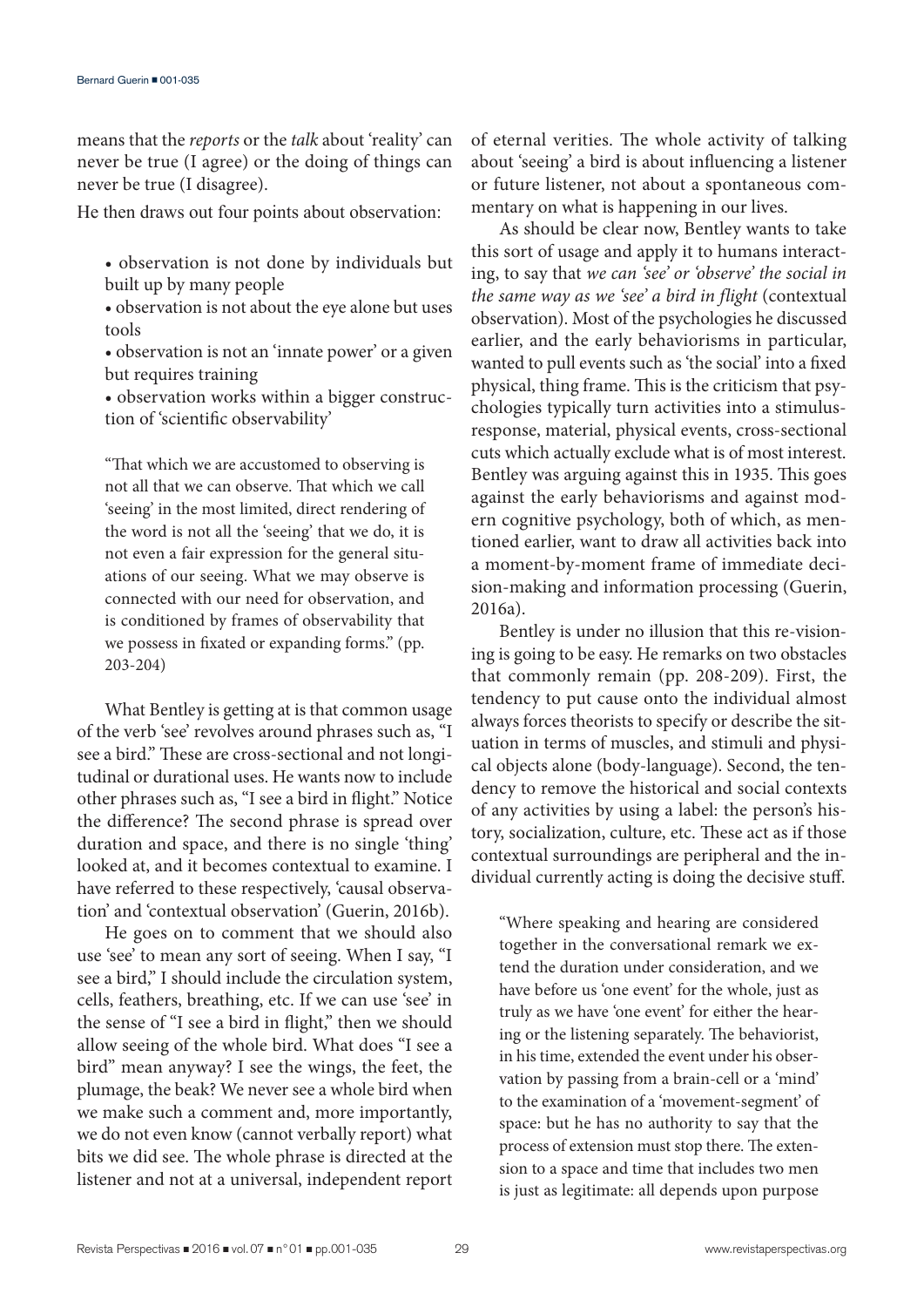means that the *reports* or the *talk* about 'reality' can never be true (I agree) or the doing of things can never be true (I disagree).

He then draws out four points about observation:

- observation is not done by individuals but built up by many people
- observation is not about the eye alone but uses tools
- observation is not an 'innate power' or a given but requires training
- observation works within a bigger construction of 'scientific observability'

> "That which we are accustomed to observing is not all that we can observe. That which we call 'seeing' in the most limited, direct rendering of the word is not all the 'seeing' that we do, it is not even a fair expression for the general situations of our seeing. What we may observe is connected with our need for observation, and is conditioned by frames of observability that we possess in fixated or expanding forms." (pp. 203-204)

What Bentley is getting at is that common usage of the verb 'see' revolves around phrases such as, "I see a bird." These are cross-sectional and not longitudinal or durational uses. He wants now to include other phrases such as, "I see a bird in flight." Notice the difference? The second phrase is spread over duration and space, and there is no single 'thing' looked at, and it becomes contextual to examine. I have referred to these respectively, 'causal observation' and 'contextual observation' (Guerin, 2016b).

He goes on to comment that we should also use 'see' to mean any sort of seeing. When I say, "I see a bird," I should include the circulation system, cells, feathers, breathing, etc. If we can use 'see' in the sense of "I see a bird in flight," then we should allow seeing of the whole bird. What does "I see a bird" mean anyway? I see the wings, the feet, the plumage, the beak? We never see a whole bird when we make such a comment and, more importantly, we do not even know (cannot verbally report) what bits we did see. The whole phrase is directed at the listener and not at a universal, independent report of eternal verities. The whole activity of talking about 'seeing' a bird is about influencing a listener or future listener, not about a spontaneous commentary on what is happening in our lives.

As should be clear now, Bentley wants to take this sort of usage and apply it to humans interacting, to say that *we can 'see' or 'observe' the social in the same way as we 'see' a bird in flight* (contextual observation). Most of the psychologies he discussed earlier, and the early behaviorisms in particular, wanted to pull events such as 'the social' into a fixed physical, thing frame. This is the criticism that psychologies typically turn activities into a stimulus-response, material, physical events, cross-sectional cuts which actually exclude what is of most interest. Bentley was arguing against this in 1935. This goes against the early behaviorisms and against modern cognitive psychology, both of which, as mentioned earlier, want to draw all activities back into a moment-by-moment frame of immediate decision-making and information processing (Guerin, 2016a).

Bentley is under no illusion that this re-visioning is going to be easy. He remarks on two obstacles that commonly remain (pp. 208-209). First, the tendency to put cause onto the individual almost always forces theorists to specify or describe the situation in terms of muscles, and stimuli and physical objects alone (body-language). Second, the tendency to remove the historical and social contexts of any activities by using a label: the person's history, socialization, culture, etc. These act as if those contextual surroundings are peripheral and the individual currently acting is doing the decisive stuff.

> "Where speaking and hearing are considered together in the conversational remark we extend the duration under consideration, and we have before us 'one event' for the whole, just as truly as we have 'one event' for either the hearing or the listening separately. The behaviorist, in his time, extended the event under his observation by passing from a brain-cell or a 'mind' to the examination of a 'movement-segment' of space: but he has no authority to say that the process of extension must stop there. The extension to a space and time that includes two men is just as legitimate: all depends upon purpose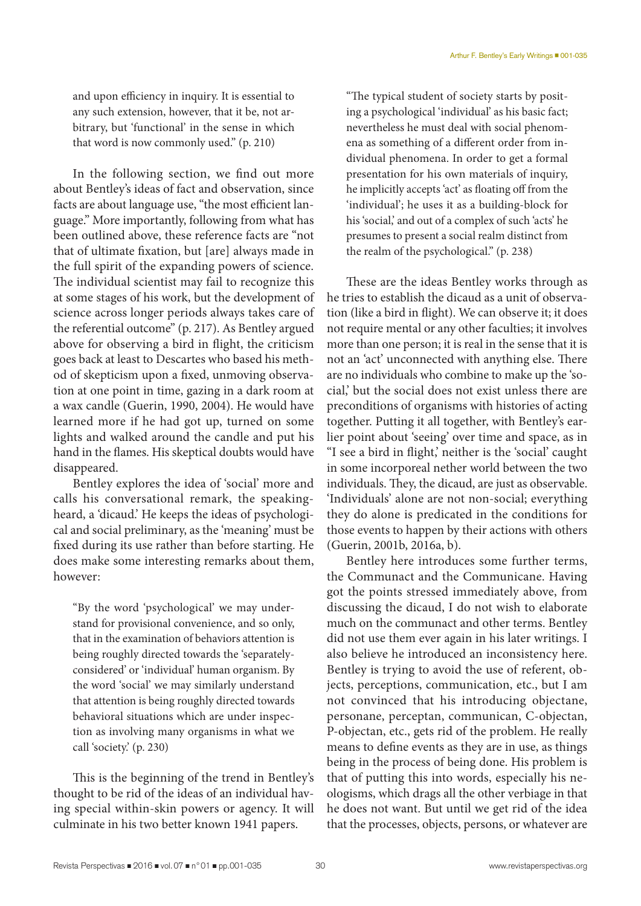and upon efficiency in inquiry. It is essential to any such extension, however, that it be, not arbitrary, but 'functional' in the sense in which that word is now commonly used." (p. 210)

In the following section, we find out more about Bentley's ideas of fact and observation, since facts are about language use, "the most efficient language." More importantly, following from what has been outlined above, these reference facts are "not that of ultimate fixation, but [are] always made in the full spirit of the expanding powers of science. The individual scientist may fail to recognize this at some stages of his work, but the development of science across longer periods always takes care of the referential outcome" (p. 217). As Bentley argued above for observing a bird in flight, the criticism goes back at least to Descartes who based his method of skepticism upon a fixed, unmoving observation at one point in time, gazing in a dark room at a wax candle (Guerin, 1990, 2004). He would have learned more if he had got up, turned on some lights and walked around the candle and put his hand in the flames. His skeptical doubts would have disappeared.

Bentley explores the idea of 'social' more and calls his conversational remark, the speaking-heard, a 'dicaud.' He keeps the ideas of psychological and social preliminary, as the 'meaning' must be fixed during its use rather than before starting. He does make some interesting remarks about them, however:

> "By the word 'psychological' we may understand for provisional convenience, and so only, that in the examination of behaviors attention is being roughly directed towards the 'separately-considered' or 'individual' human organism. By the word 'social' we may similarly understand that attention is being roughly directed towards behavioral situations which are under inspection as involving many organisms in what we call 'society.' (p. 230)

This is the beginning of the trend in Bentley's thought to be rid of the ideas of an individual having special within-skin powers or agency. It will culminate in his two better known 1941 papers.

> "The typical student of society starts by positing a psychological 'individual' as his basic fact; nevertheless he must deal with social phenomena as something of a different order from individual phenomena. In order to get a formal presentation for his own materials of inquiry, he implicitly accepts 'act' as floating off from the 'individual'; he uses it as a building-block for his 'social,' and out of a complex of such 'acts' he presumes to present a social realm distinct from the realm of the psychological." (p. 238)

These are the ideas Bentley works through as he tries to establish the dicaud as a unit of observation (like a bird in flight). We can observe it; it does not require mental or any other faculties; it involves more than one person; it is real in the sense that it is not an 'act' unconnected with anything else. There are no individuals who combine to make up the 'social,' but the social does not exist unless there are preconditions of organisms with histories of acting together. Putting it all together, with Bentley's earlier point about 'seeing' over time and space, as in "I see a bird in flight,' neither is the 'social' caught in some incorporeal nether world between the two individuals. They, the dicaud, are just as observable. 'Individuals' alone are not non-social; everything they do alone is predicated in the conditions for those events to happen by their actions with others (Guerin, 2001b, 2016a, b).

Bentley here introduces some further terms, the Communact and the Communicane. Having got the points stressed immediately above, from discussing the dicaud, I do not wish to elaborate much on the communact and other terms. Bentley did not use them ever again in his later writings. I also believe he introduced an inconsistency here. Bentley is trying to avoid the use of referent, objects, perceptions, communication, etc., but I am not convinced that his introducing objectane, personane, perceptan, communican, C-objectan, P-objectan, etc., gets rid of the problem. He really means to define events as they are in use, as things being in the process of being done. His problem is that of putting this into words, especially his neologisms, which drags all the other verbiage in that he does not want. But until we get rid of the idea that the processes, objects, persons, or whatever are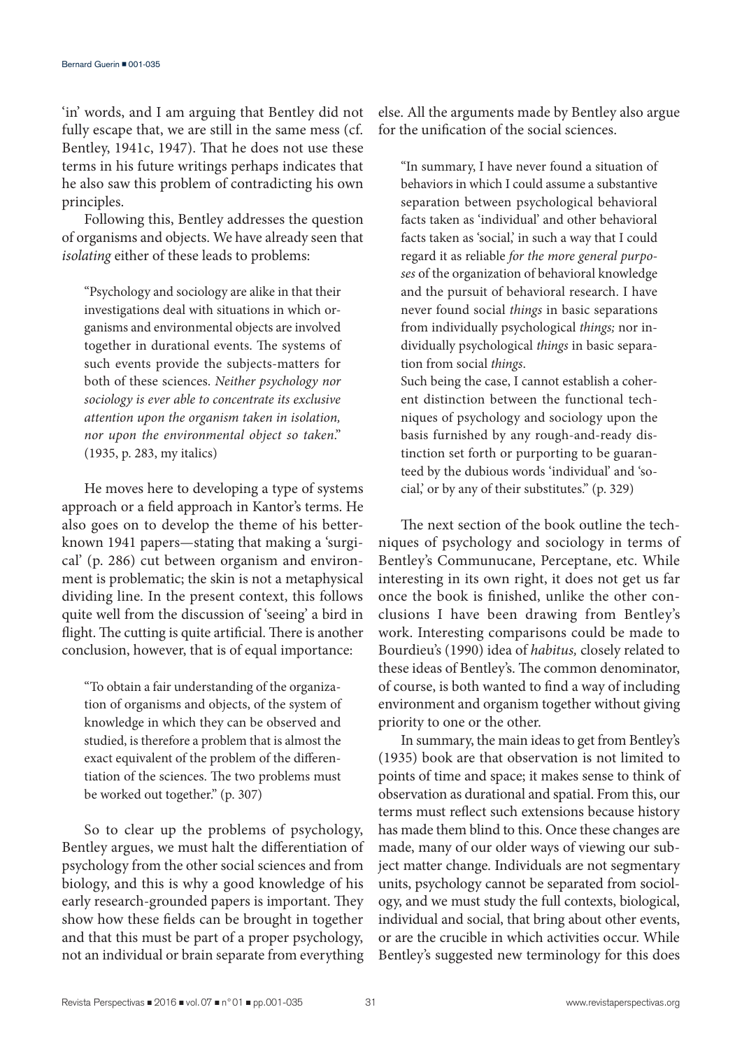'in' words, and I am arguing that Bentley did not fully escape that, we are still in the same mess (cf. Bentley, 1941c, 1947). That he does not use these terms in his future writings perhaps indicates that he also saw this problem of contradicting his own principles.

Following this, Bentley addresses the question of organisms and objects. We have already seen that *isolating* either of these leads to problems:

> "Psychology and sociology are alike in that their investigations deal with situations in which organisms and environmental objects are involved together in durational events. The systems of such events provide the subjects-matters for both of these sciences. *Neither psychology nor sociology is ever able to concentrate its exclusive attention upon the organism taken in isolation, nor upon the environmental object so taken*." (1935, p. 283, my italics)

He moves here to developing a type of systems approach or a field approach in Kantor's terms. He also goes on to develop the theme of his better-known 1941 papers—stating that making a 'surgical' (p. 286) cut between organism and environment is problematic; the skin is not a metaphysical dividing line. In the present context, this follows quite well from the discussion of 'seeing' a bird in flight. The cutting is quite artificial. There is another conclusion, however, that is of equal importance:

> "To obtain a fair understanding of the organization of organisms and objects, of the system of knowledge in which they can be observed and studied, is therefore a problem that is almost the exact equivalent of the problem of the differentiation of the sciences. The two problems must be worked out together." (p. 307)

So to clear up the problems of psychology, Bentley argues, we must halt the differentiation of psychology from the other social sciences and from biology, and this is why a good knowledge of his early research-grounded papers is important. They show how these fields can be brought in together and that this must be part of a proper psychology, not an individual or brain separate from everything else. All the arguments made by Bentley also argue for the unification of the social sciences.

> "In summary, I have never found a situation of behaviors in which I could assume a substantive separation between psychological behavioral facts taken as 'individual' and other behavioral facts taken as 'social,' in such a way that I could regard it as reliable *for the more general purposes* of the organization of behavioral knowledge and the pursuit of behavioral research. I have never found social *things* in basic separations from individually psychological *things;* nor individually psychological *things* in basic separation from social *things*.
>
> Such being the case, I cannot establish a coherent distinction between the functional techniques of psychology and sociology upon the basis furnished by any rough-and-ready distinction set forth or purporting to be guaranteed by the dubious words 'individual' and 'social,' or by any of their substitutes." (p. 329)

The next section of the book outline the techniques of psychology and sociology in terms of Bentley's Communucane, Perceptane, etc. While interesting in its own right, it does not get us far once the book is finished, unlike the other conclusions I have been drawing from Bentley's work. Interesting comparisons could be made to Bourdieu's (1990) idea of *habitus,* closely related to these ideas of Bentley's. The common denominator, of course, is both wanted to find a way of including environment and organism together without giving priority to one or the other.

In summary, the main ideas to get from Bentley's (1935) book are that observation is not limited to points of time and space; it makes sense to think of observation as durational and spatial. From this, our terms must reflect such extensions because history has made them blind to this. Once these changes are made, many of our older ways of viewing our subject matter change. Individuals are not segmentary units, psychology cannot be separated from sociology, and we must study the full contexts, biological, individual and social, that bring about other events, or are the crucible in which activities occur. While Bentley's suggested new terminology for this does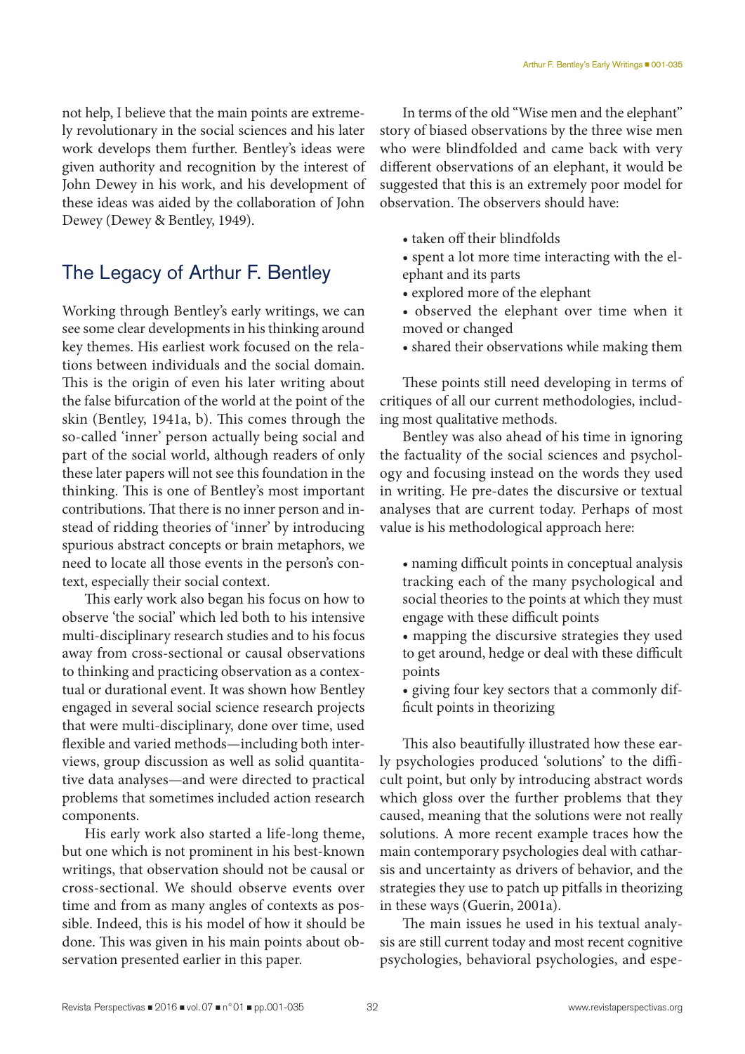not help, I believe that the main points are extremely revolutionary in the social sciences and his later work develops them further. Bentley's ideas were given authority and recognition by the interest of John Dewey in his work, and his development of these ideas was aided by the collaboration of John Dewey (Dewey & Bentley, 1949).

## The Legacy of Arthur F. Bentley

Working through Bentley's early writings, we can see some clear developments in his thinking around key themes. His earliest work focused on the relations between individuals and the social domain. This is the origin of even his later writing about the false bifurcation of the world at the point of the skin (Bentley, 1941a, b). This comes through the so-called 'inner' person actually being social and part of the social world, although readers of only these later papers will not see this foundation in the thinking. This is one of Bentley's most important contributions. That there is no inner person and instead of ridding theories of 'inner' by introducing spurious abstract concepts or brain metaphors, we need to locate all those events in the person's context, especially their social context.

This early work also began his focus on how to observe 'the social' which led both to his intensive multi-disciplinary research studies and to his focus away from cross-sectional or causal observations to thinking and practicing observation as a contextual or durational event. It was shown how Bentley engaged in several social science research projects that were multi-disciplinary, done over time, used flexible and varied methods—including both interviews, group discussion as well as solid quantitative data analyses—and were directed to practical problems that sometimes included action research components.

His early work also started a life-long theme, but one which is not prominent in his best-known writings, that observation should not be causal or cross-sectional. We should observe events over time and from as many angles of contexts as possible. Indeed, this is his model of how it should be done. This was given in his main points about observation presented earlier in this paper.

In terms of the old "Wise men and the elephant" story of biased observations by the three wise men who were blindfolded and came back with very different observations of an elephant, it would be suggested that this is an extremely poor model for observation. The observers should have:

- taken off their blindfolds
- spent a lot more time interacting with the elephant and its parts
- explored more of the elephant
- observed the elephant over time when it moved or changed
- shared their observations while making them

These points still need developing in terms of critiques of all our current methodologies, including most qualitative methods.

Bentley was also ahead of his time in ignoring the factuality of the social sciences and psychology and focusing instead on the words they used in writing. He pre-dates the discursive or textual analyses that are current today. Perhaps of most value is his methodological approach here:

- naming difficult points in conceptual analysis tracking each of the many psychological and social theories to the points at which they must engage with these difficult points
- mapping the discursive strategies they used to get around, hedge or deal with these difficult points
- giving four key sectors that a commonly difficult points in theorizing

This also beautifully illustrated how these early psychologies produced 'solutions' to the difficult point, but only by introducing abstract words which gloss over the further problems that they caused, meaning that the solutions were not really solutions. A more recent example traces how the main contemporary psychologies deal with catharsis and uncertainty as drivers of behavior, and the strategies they use to patch up pitfalls in theorizing in these ways (Guerin, 2001a).

The main issues he used in his textual analysis are still current today and most recent cognitive psychologies, behavioral psychologies, and espe-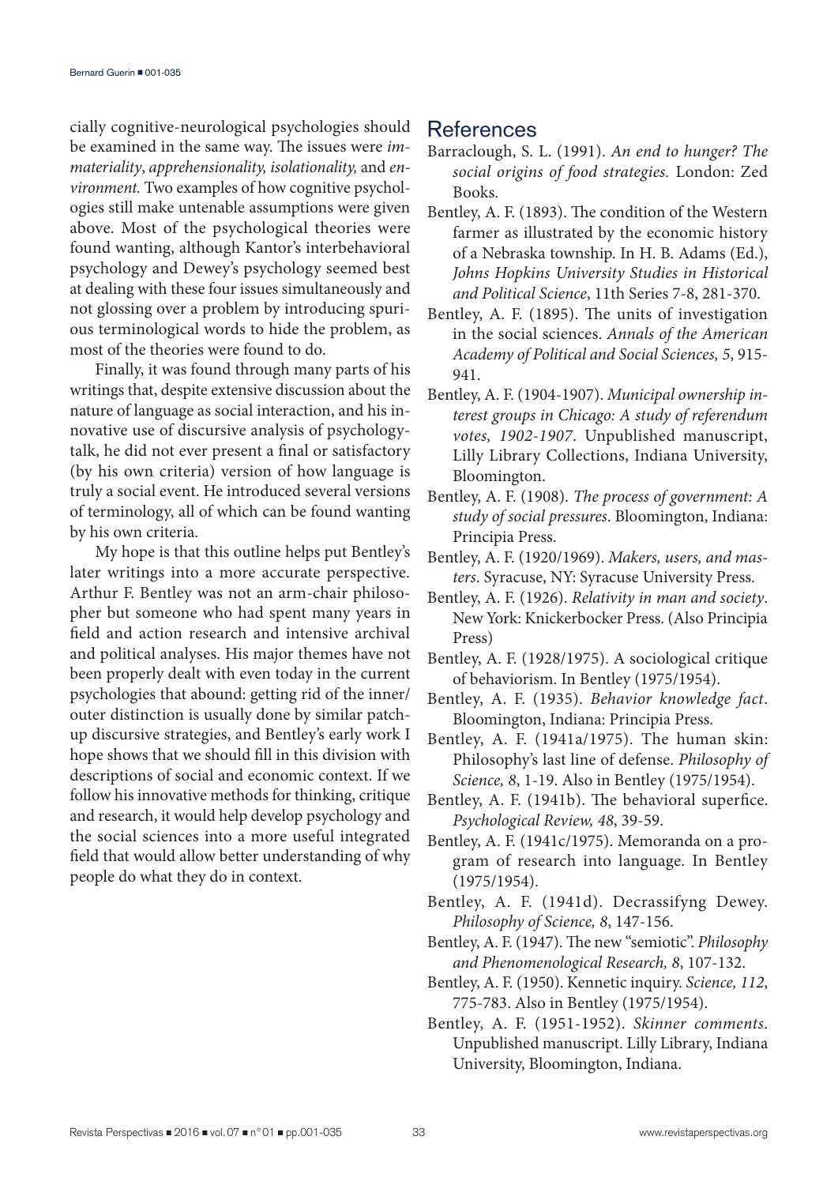cially cognitive-neurological psychologies should be examined in the same way. The issues were *immateriality*, *apprehensionality, isolationality,* and *environment.* Two examples of how cognitive psychologies still make untenable assumptions were given above. Most of the psychological theories were found wanting, although Kantor's interbehavioral psychology and Dewey's psychology seemed best at dealing with these four issues simultaneously and not glossing over a problem by introducing spurious terminological words to hide the problem, as most of the theories were found to do.

Finally, it was found through many parts of his writings that, despite extensive discussion about the nature of language as social interaction, and his innovative use of discursive analysis of psychology-talk, he did not ever present a final or satisfactory (by his own criteria) version of how language is truly a social event. He introduced several versions of terminology, all of which can be found wanting by his own criteria.

My hope is that this outline helps put Bentley's later writings into a more accurate perspective. Arthur F. Bentley was not an arm-chair philosopher but someone who had spent many years in field and action research and intensive archival and political analyses. His major themes have not been properly dealt with even today in the current psychologies that abound: getting rid of the inner/outer distinction is usually done by similar patch-up discursive strategies, and Bentley's early work I hope shows that we should fill in this division with descriptions of social and economic context. If we follow his innovative methods for thinking, critique and research, it would help develop psychology and the social sciences into a more useful integrated field that would allow better understanding of why people do what they do in context.

## References

Barraclough, S. L. (1991). *An end to hunger? The social origins of food strategies*. London: Zed Books.

Bentley, A. F. (1893). The condition of the Western farmer as illustrated by the economic history of a Nebraska township. In H. B. Adams (Ed.), *Johns Hopkins University Studies in Historical and Political Science*, 11th Series 7-8, 281-370.

Bentley, A. F. (1895). The units of investigation in the social sciences. *Annals of the American Academy of Political and Social Sciences, 5*, 915-941.

Bentley, A. F. (1904-1907). *Municipal ownership interest groups in Chicago: A study of referendum votes, 1902-1907*. Unpublished manuscript, Lilly Library Collections, Indiana University, Bloomington.

Bentley, A. F. (1908). *The process of government: A study of social pressures*. Bloomington, Indiana: Principia Press.

Bentley, A. F. (1920/1969). *Makers, users, and masters*. Syracuse, NY: Syracuse University Press.

Bentley, A. F. (1926). *Relativity in man and society*. New York: Knickerbocker Press. (Also Principia Press)

Bentley, A. F. (1928/1975). A sociological critique of behaviorism. In Bentley (1975/1954).

Bentley, A. F. (1935). *Behavior knowledge fact*. Bloomington, Indiana: Principia Press.

Bentley, A. F. (1941a/1975). The human skin: Philosophy's last line of defense. *Philosophy of Science, 8*, 1-19. Also in Bentley (1975/1954).

Bentley, A. F. (1941b). The behavioral superfice. *Psychological Review, 48*, 39-59.

Bentley, A. F. (1941c/1975). Memoranda on a program of research into language. In Bentley (1975/1954).

Bentley, A. F. (1941d). Decrassifyng Dewey. *Philosophy of Science, 8*, 147-156.

Bentley, A. F. (1947). The new "semiotic". *Philosophy and Phenomenological Research, 8*, 107-132.

Bentley, A. F. (1950). Kennetic inquiry. *Science, 112*, 775-783. Also in Bentley (1975/1954).

Bentley, A. F. (1951-1952). *Skinner comments*. Unpublished manuscript. Lilly Library, Indiana University, Bloomington, Indiana.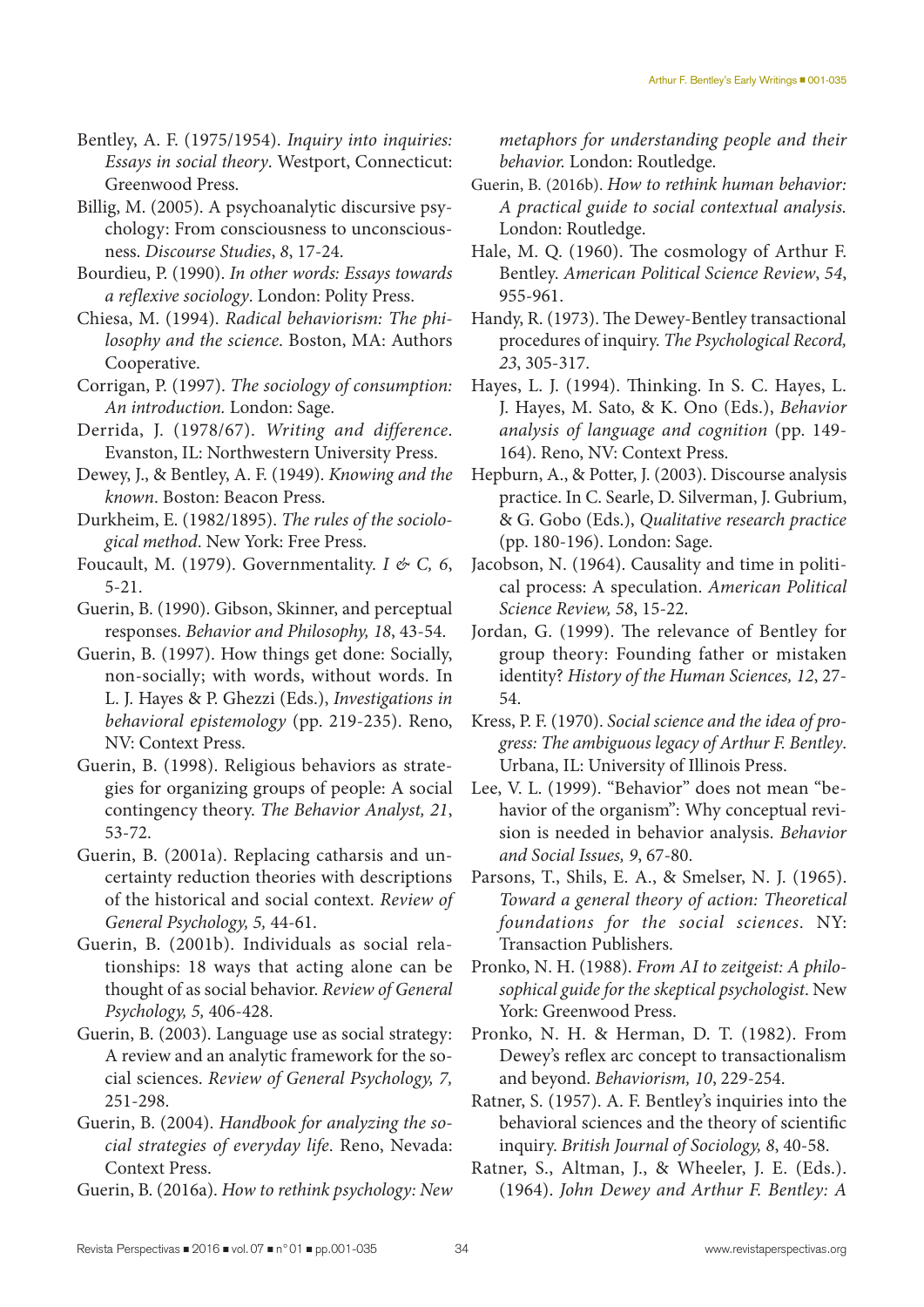Bentley, A. F. (1975/1954). *Inquiry into inquiries: Essays in social theory*. Westport, Connecticut: Greenwood Press.

Billig, M. (2005). A psychoanalytic discursive psychology: From consciousness to unconsciousness. *Discourse Studies*, *8*, 17-24.

Bourdieu, P. (1990). *In other words: Essays towards a reflexive sociology*. London: Polity Press.

Chiesa, M. (1994). *Radical behaviorism: The philosophy and the science*. Boston, MA: Authors Cooperative.

Corrigan, P. (1997). *The sociology of consumption: An introduction.* London: Sage.

Derrida, J. (1978/67). *Writing and difference*. Evanston, IL: Northwestern University Press.

Dewey, J., & Bentley, A. F. (1949). *Knowing and the known*. Boston: Beacon Press.

Durkheim, E. (1982/1895). *The rules of the sociological method*. New York: Free Press.

Foucault, M. (1979). Governmentality. *I & C, 6*, 5-21.

Guerin, B. (1990). Gibson, Skinner, and perceptual responses. *Behavior and Philosophy, 18*, 43-54.

Guerin, B. (1997). How things get done: Socially, non-socially; with words, without words. In L. J. Hayes & P. Ghezzi (Eds.), *Investigations in behavioral epistemology* (pp. 219-235). Reno, NV: Context Press.

Guerin, B. (1998). Religious behaviors as strategies for organizing groups of people: A social contingency theory. *The Behavior Analyst, 21*, 53-72.

Guerin, B. (2001a). Replacing catharsis and uncertainty reduction theories with descriptions of the historical and social context. *Review of General Psychology, 5,* 44-61.

Guerin, B. (2001b). Individuals as social relationships: 18 ways that acting alone can be thought of as social behavior. *Review of General Psychology, 5,* 406-428.

Guerin, B. (2003). Language use as social strategy: A review and an analytic framework for the social sciences. *Review of General Psychology, 7,* 251-298.

Guerin, B. (2004). *Handbook for analyzing the social strategies of everyday life*. Reno, Nevada: Context Press.

Guerin, B. (2016a). *How to rethink psychology: New metaphors for understanding people and their behavior.* London: Routledge.

Guerin, B. (2016b). *How to rethink human behavior: A practical guide to social contextual analysis.* London: Routledge.

Hale, M. Q. (1960). The cosmology of Arthur F. Bentley. *American Political Science Review*, *54*, 955-961.

Handy, R. (1973). The Dewey-Bentley transactional procedures of inquiry. *The Psychological Record, 23*, 305-317.

Hayes, L. J. (1994). Thinking. In S. C. Hayes, L. J. Hayes, M. Sato, & K. Ono (Eds.), *Behavior analysis of language and cognition* (pp. 149-164). Reno, NV: Context Press.

Hepburn, A., & Potter, J. (2003). Discourse analysis practice. In C. Searle, D. Silverman, J. Gubrium, & G. Gobo (Eds.), *Qualitative research practice* (pp. 180-196). London: Sage.

Jacobson, N. (1964). Causality and time in political process: A speculation. *American Political Science Review, 58*, 15-22.

Jordan, G. (1999). The relevance of Bentley for group theory: Founding father or mistaken identity? *History of the Human Sciences, 12*, 27-54.

Kress, P. F. (1970). *Social science and the idea of progress: The ambiguous legacy of Arthur F. Bentley*. Urbana, IL: University of Illinois Press.

Lee, V. L. (1999). "Behavior" does not mean "behavior of the organism": Why conceptual revision is needed in behavior analysis. *Behavior and Social Issues, 9*, 67-80.

Parsons, T., Shils, E. A., & Smelser, N. J. (1965). *Toward a general theory of action: Theoretical foundations for the social sciences*. NY: Transaction Publishers.

Pronko, N. H. (1988). *From AI to zeitgeist: A philosophical guide for the skeptical psychologist*. New York: Greenwood Press.

Pronko, N. H. & Herman, D. T. (1982). From Dewey's reflex arc concept to transactionalism and beyond. *Behaviorism, 10*, 229-254.

Ratner, S. (1957). A. F. Bentley's inquiries into the behavioral sciences and the theory of scientific inquiry. *British Journal of Sociology, 8*, 40-58.

Ratner, S., Altman, J., & Wheeler, J. E. (Eds.). (1964). *John Dewey and Arthur F. Bentley: A*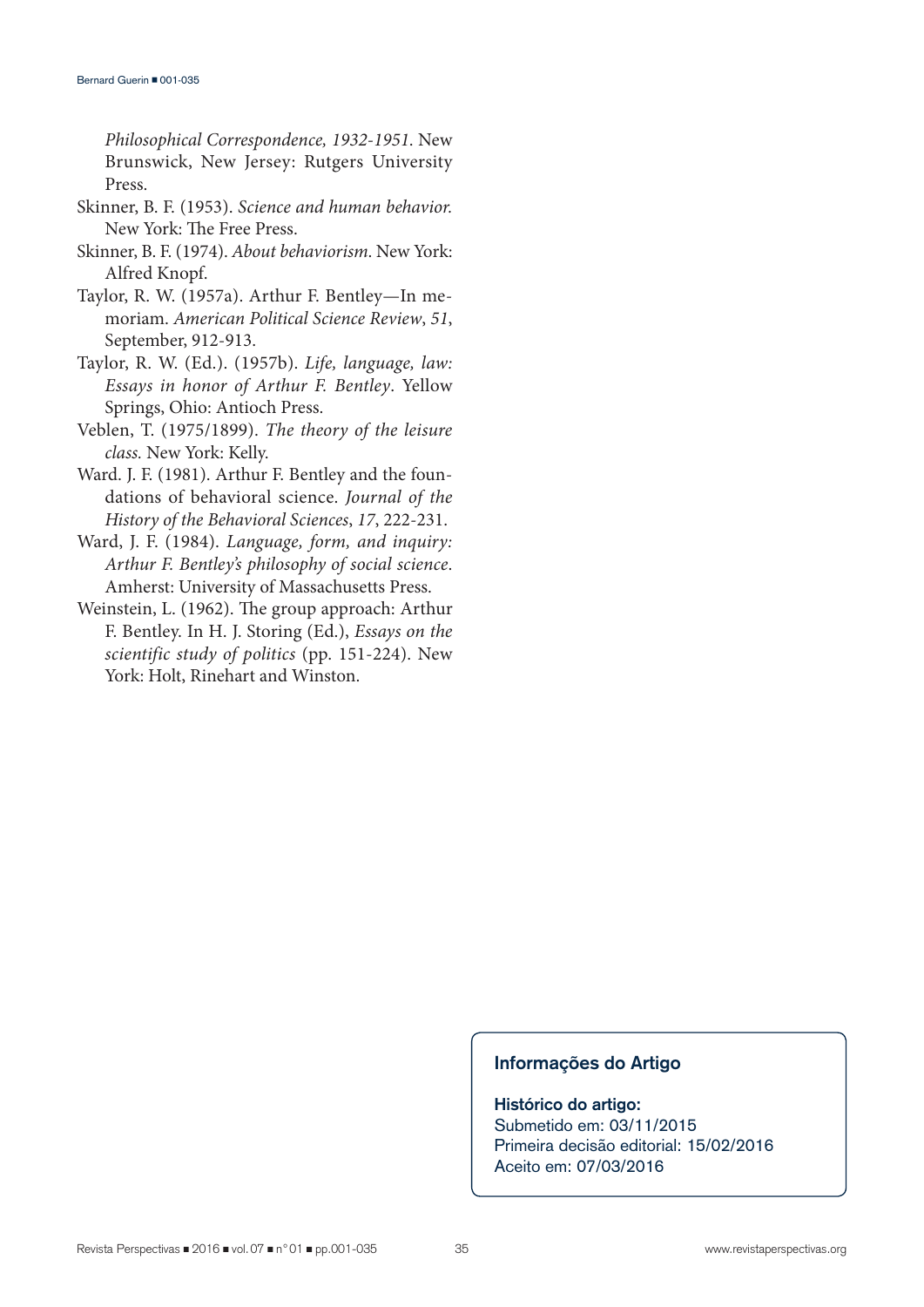*Philosophical Correspondence, 1932-1951*. New Brunswick, New Jersey: Rutgers University Press.

Skinner, B. F. (1953). *Science and human behavior.* New York: The Free Press.

Skinner, B. F. (1974). *About behaviorism*. New York: Alfred Knopf.

Taylor, R. W. (1957a). Arthur F. Bentley—In memoriam. *American Political Science Review*, *51*, September, 912-913.

Taylor, R. W. (Ed.). (1957b). *Life, language, law: Essays in honor of Arthur F. Bentley*. Yellow Springs, Ohio: Antioch Press.

Veblen, T. (1975/1899). *The theory of the leisure class.* New York: Kelly.

Ward. J. F. (1981). Arthur F. Bentley and the foundations of behavioral science. *Journal of the History of the Behavioral Sciences*, *17*, 222-231.

Ward, J. F. (1984). *Language, form, and inquiry: Arthur F. Bentley's philosophy of social science*. Amherst: University of Massachusetts Press.

Weinstein, L. (1962). The group approach: Arthur F. Bentley. In H. J. Storing (Ed.), *Essays on the scientific study of politics* (pp. 151-224). New York: Holt, Rinehart and Winston.

**Informações do Artigo**

**Histórico do artigo:**
Submetido em: 03/11/2015
Primeira decisão editorial: 15/02/2016
Aceito em: 07/03/2016